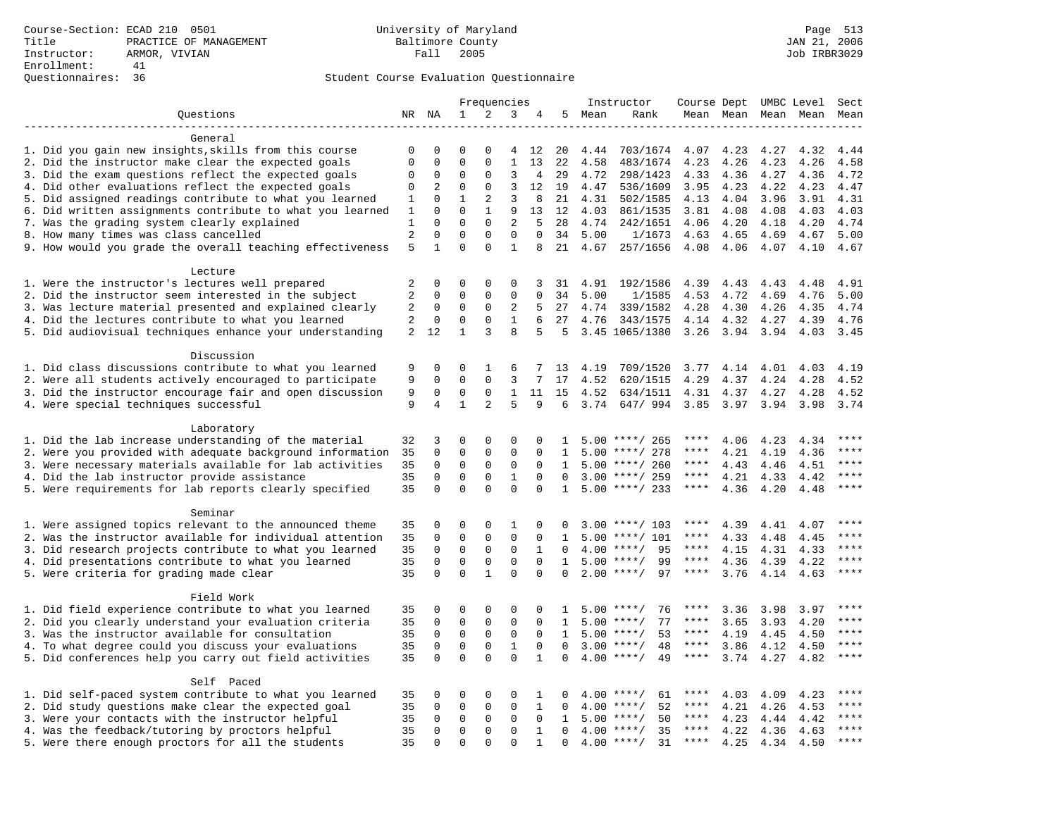Course-Section: ECAD 210 0501
Title: PRACTICE OF MANAGEMENT
Instructor: ARMOR, VIVIAN
Enrollment: 41
Questionnaires: 36

University of Maryland
Baltimore County
Fall 2005

JAN 21, 2006
Job IRBR3029

## Student Course Evaluation Questionnaire

| Questions | NR | NA | 1 | 2 | 3 | 4 | 5 | Instructor Mean | Instructor Rank | Course Dept Mean | Course Dept Mean | UMBC Level Mean | UMBC Level Mean | Sect Mean |
|---|---|---|---|---|---|---|---|---|---|---|---|---|---|---|
| **General** | | | | | | | | | | | | | | |
| 1. Did you gain new insights,skills from this course | 0 | 0 | 0 | 0 | 4 | 12 | 20 | 4.44 | 703/1674 | 4.07 | 4.23 | 4.27 | 4.32 | 4.44 |
| 2. Did the instructor make clear the expected goals | 0 | 0 | 0 | 0 | 1 | 13 | 22 | 4.58 | 483/1674 | 4.23 | 4.26 | 4.23 | 4.26 | 4.58 |
| 3. Did the exam questions reflect the expected goals | 0 | 0 | 0 | 0 | 3 | 4 | 29 | 4.72 | 298/1423 | 4.33 | 4.36 | 4.27 | 4.36 | 4.72 |
| 4. Did other evaluations reflect the expected goals | 0 | 2 | 0 | 0 | 3 | 12 | 19 | 4.47 | 536/1609 | 3.95 | 4.23 | 4.22 | 4.23 | 4.47 |
| 5. Did assigned readings contribute to what you learned | 1 | 0 | 1 | 2 | 3 | 8 | 21 | 4.31 | 502/1585 | 4.13 | 4.04 | 3.96 | 3.91 | 4.31 |
| 6. Did written assignments contribute to what you learned | 1 | 0 | 0 | 1 | 9 | 13 | 12 | 4.03 | 861/1535 | 3.81 | 4.08 | 4.08 | 4.03 | 4.03 |
| 7. Was the grading system clearly explained | 1 | 0 | 0 | 0 | 2 | 5 | 28 | 4.74 | 242/1651 | 4.06 | 4.20 | 4.18 | 4.20 | 4.74 |
| 8. How many times was class cancelled | 2 | 0 | 0 | 0 | 0 | 0 | 34 | 5.00 | 1/1673 | 4.63 | 4.65 | 4.69 | 4.67 | 5.00 |
| 9. How would you grade the overall teaching effectiveness | 5 | 1 | 0 | 0 | 1 | 8 | 21 | 4.67 | 257/1656 | 4.08 | 4.06 | 4.07 | 4.10 | 4.67 |
| **Lecture** | | | | | | | | | | | | | | |
| 1. Were the instructor's lectures well prepared | 2 | 0 | 0 | 0 | 0 | 3 | 31 | 4.91 | 192/1586 | 4.39 | 4.43 | 4.43 | 4.48 | 4.91 |
| 2. Did the instructor seem interested in the subject | 2 | 0 | 0 | 0 | 0 | 0 | 34 | 5.00 | 1/1585 | 4.53 | 4.72 | 4.69 | 4.76 | 5.00 |
| 3. Was lecture material presented and explained clearly | 2 | 0 | 0 | 0 | 2 | 5 | 27 | 4.74 | 339/1582 | 4.28 | 4.30 | 4.26 | 4.35 | 4.74 |
| 4. Did the lectures contribute to what you learned | 2 | 0 | 0 | 0 | 1 | 6 | 27 | 4.76 | 343/1575 | 4.14 | 4.32 | 4.27 | 4.39 | 4.76 |
| 5. Did audiovisual techniques enhance your understanding | 2 | 12 | 1 | 3 | 8 | 5 | 5 | 3.45 | 1065/1380 | 3.26 | 3.94 | 3.94 | 4.03 | 3.45 |
| **Discussion** | | | | | | | | | | | | | | |
| 1. Did class discussions contribute to what you learned | 9 | 0 | 0 | 1 | 6 | 7 | 13 | 4.19 | 709/1520 | 3.77 | 4.14 | 4.01 | 4.03 | 4.19 |
| 2. Were all students actively encouraged to participate | 9 | 0 | 0 | 0 | 3 | 7 | 17 | 4.52 | 620/1515 | 4.29 | 4.37 | 4.24 | 4.28 | 4.52 |
| 3. Did the instructor encourage fair and open discussion | 9 | 0 | 0 | 0 | 1 | 11 | 15 | 4.52 | 634/1511 | 4.31 | 4.37 | 4.27 | 4.28 | 4.52 |
| 4. Were special techniques successful | 9 | 4 | 1 | 2 | 5 | 9 | 6 | 3.74 | 647/ 994 | 3.85 | 3.97 | 3.94 | 3.98 | 3.74 |
| **Laboratory** | | | | | | | | | | | | | | |
| 1. Did the lab increase understanding of the material | 32 | 3 | 0 | 0 | 0 | 0 | 1 | 5.00 | ****/ 265 | **** | 4.06 | 4.23 | 4.34 | **** |
| 2. Were you provided with adequate background information | 35 | 0 | 0 | 0 | 0 | 0 | 1 | 5.00 | ****/ 278 | **** | 4.21 | 4.19 | 4.36 | **** |
| 3. Were necessary materials available for lab activities | 35 | 0 | 0 | 0 | 0 | 0 | 1 | 5.00 | ****/ 260 | **** | 4.43 | 4.46 | 4.51 | **** |
| 4. Did the lab instructor provide assistance | 35 | 0 | 0 | 0 | 1 | 0 | 0 | 3.00 | ****/ 259 | **** | 4.21 | 4.33 | 4.42 | **** |
| 5. Were requirements for lab reports clearly specified | 35 | 0 | 0 | 0 | 0 | 0 | 1 | 5.00 | ****/ 233 | **** | 4.36 | 4.20 | 4.48 | **** |
| **Seminar** | | | | | | | | | | | | | | |
| 1. Were assigned topics relevant to the announced theme | 35 | 0 | 0 | 0 | 1 | 0 | 0 | 3.00 | ****/ 103 | **** | 4.39 | 4.41 | 4.07 | **** |
| 2. Was the instructor available for individual attention | 35 | 0 | 0 | 0 | 0 | 0 | 1 | 5.00 | ****/ 101 | **** | 4.33 | 4.48 | 4.45 | **** |
| 3. Did research projects contribute to what you learned | 35 | 0 | 0 | 0 | 0 | 1 | 0 | 4.00 | ****/ 95 | **** | 4.15 | 4.31 | 4.33 | **** |
| 4. Did presentations contribute to what you learned | 35 | 0 | 0 | 0 | 0 | 0 | 1 | 5.00 | ****/ 99 | **** | 4.36 | 4.39 | 4.22 | **** |
| 5. Were criteria for grading made clear | 35 | 0 | 0 | 1 | 0 | 0 | 0 | 2.00 | ****/ 97 | **** | 3.76 | 4.14 | 4.63 | **** |
| **Field Work** | | | | | | | | | | | | | | |
| 1. Did field experience contribute to what you learned | 35 | 0 | 0 | 0 | 0 | 0 | 1 | 5.00 | ****/ 76 | **** | 3.36 | 3.98 | 3.97 | **** |
| 2. Did you clearly understand your evaluation criteria | 35 | 0 | 0 | 0 | 0 | 0 | 1 | 5.00 | ****/ 77 | **** | 3.65 | 3.93 | 4.20 | **** |
| 3. Was the instructor available for consultation | 35 | 0 | 0 | 0 | 0 | 0 | 1 | 5.00 | ****/ 53 | **** | 4.19 | 4.45 | 4.50 | **** |
| 4. To what degree could you discuss your evaluations | 35 | 0 | 0 | 0 | 1 | 0 | 0 | 3.00 | ****/ 48 | **** | 3.86 | 4.12 | 4.50 | **** |
| 5. Did conferences help you carry out field activities | 35 | 0 | 0 | 0 | 0 | 1 | 0 | 4.00 | ****/ 49 | **** | 3.74 | 4.27 | 4.82 | **** |
| **Self Paced** | | | | | | | | | | | | | | |
| 1. Did self-paced system contribute to what you learned | 35 | 0 | 0 | 0 | 0 | 1 | 0 | 4.00 | ****/ 61 | **** | 4.03 | 4.09 | 4.23 | **** |
| 2. Did study questions make clear the expected goal | 35 | 0 | 0 | 0 | 0 | 1 | 0 | 4.00 | ****/ 52 | **** | 4.21 | 4.26 | 4.53 | **** |
| 3. Were your contacts with the instructor helpful | 35 | 0 | 0 | 0 | 0 | 0 | 1 | 5.00 | ****/ 50 | **** | 4.23 | 4.44 | 4.42 | **** |
| 4. Was the feedback/tutoring by proctors helpful | 35 | 0 | 0 | 0 | 0 | 1 | 0 | 4.00 | ****/ 35 | **** | 4.22 | 4.36 | 4.63 | **** |
| 5. Were there enough proctors for all the students | 35 | 0 | 0 | 0 | 0 | 1 | 0 | 4.00 | ****/ 31 | **** | 4.25 | 4.34 | 4.50 | **** |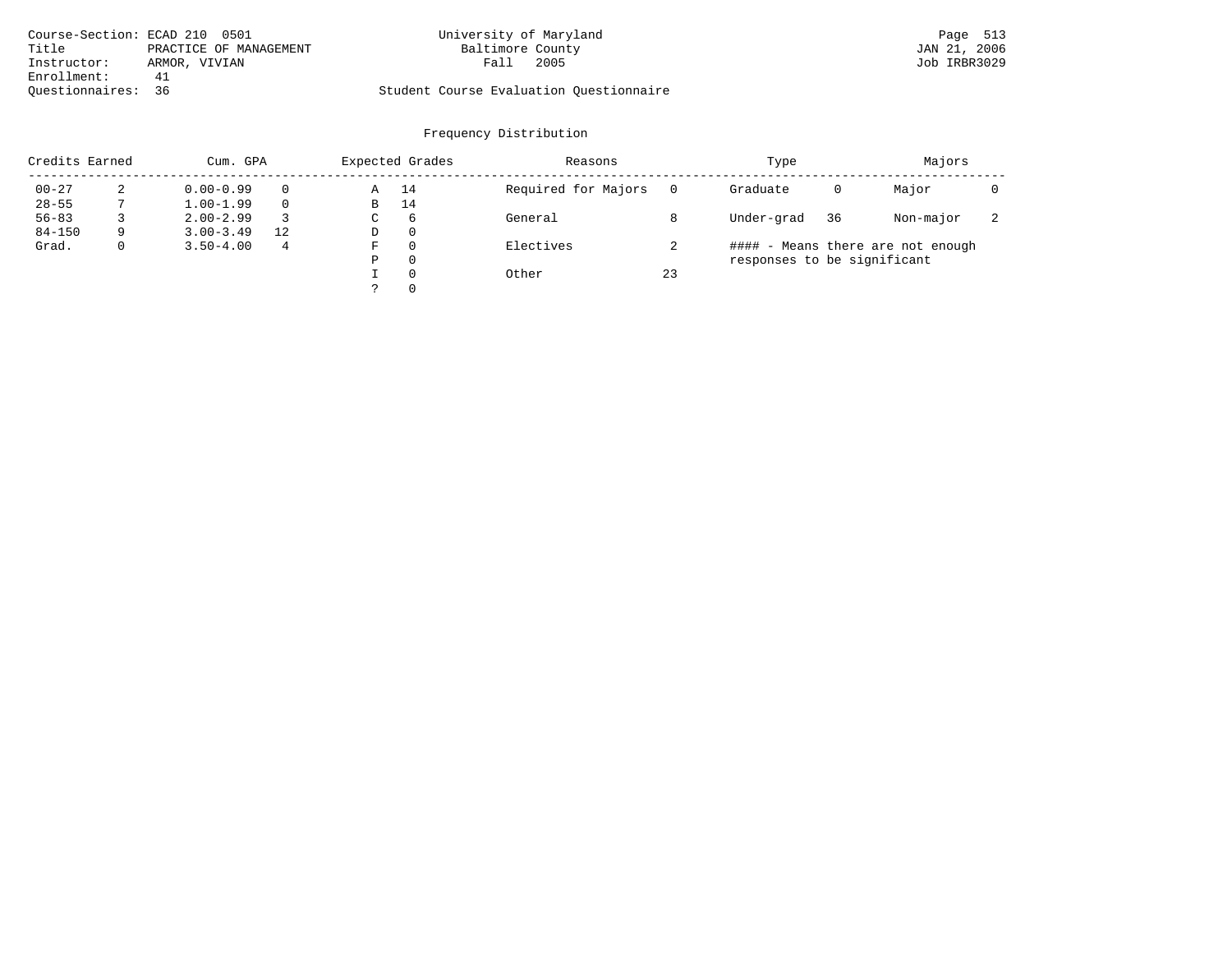Course-Section: ECAD 210 0501
Title: PRACTICE OF MANAGEMENT
Instructor: ARMOR, VIVIAN
Enrollment: 41
Questionnaires: 36

University of Maryland
Baltimore County
Fall 2005

Student Course Evaluation Questionnaire

## Frequency Distribution

| Credits Earned | | Cum. GPA | | Expected Grades | | Reasons | | Type | | Majors | |
|---|---|---|---|---|---|---|---|---|---|---|---|
| 00-27 | 2 | 0.00-0.99 | 0 | A | 14 | Required for Majors | 0 | Graduate | 0 | Major | 0 |
| 28-55 | 7 | 1.00-1.99 | 0 | B | 14 | | | | | | |
| 56-83 | 3 | 2.00-2.99 | 3 | C | 6 | General | 8 | Under-grad | 36 | Non-major | 2 |
| 84-150 | 9 | 3.00-3.49 | 12 | D | 0 | | | | | | |
| Grad. | 0 | 3.50-4.00 | 4 | F | 0 | Electives | 2 | | | | |
| | | | | P | 0 | | | | | | |
| | | | | I | 0 | Other | 23 | | | | |
| | | | | ? | 0 | | | | | | |

#### - Means there are not enough responses to be significant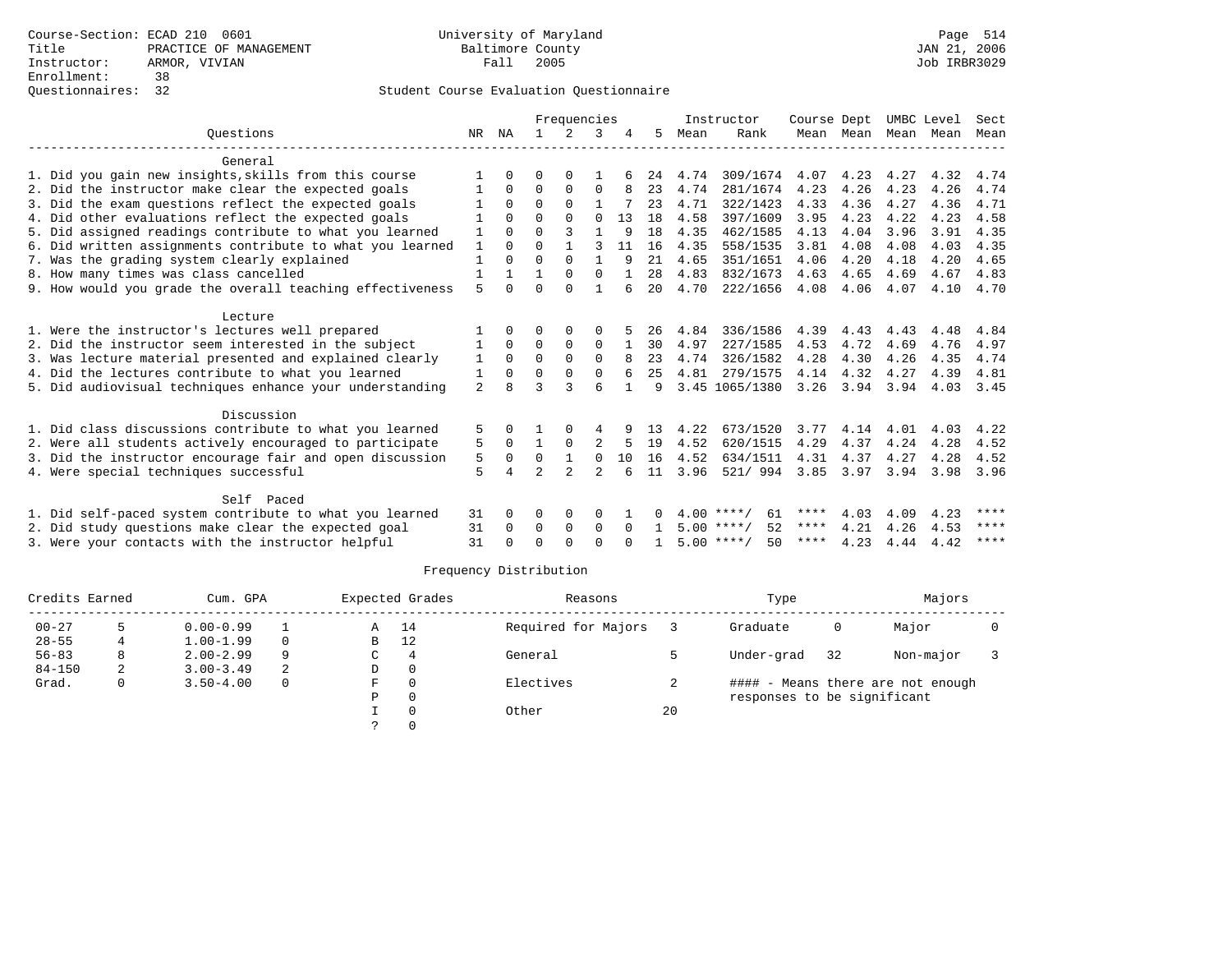Course-Section: ECAD 210 0601
Title: PRACTICE OF MANAGEMENT
Instructor: ARMOR, VIVIAN
Enrollment: 38
Questionnaires: 32

University of Maryland
Baltimore County
Fall 2005

Student Course Evaluation Questionnaire

| Questions | NR | NA | 1 | 2 | 3 | 4 | 5 | Instructor Mean | Instructor Rank | Course Mean | Dept Mean | UMBC Mean | Level Mean | Sect Mean |
|---|---|---|---|---|---|---|---|---|---|---|---|---|---|---|
| **General** | | | | | | | | | | | | | | |
| 1. Did you gain new insights,skills from this course | 1 | 0 | 0 | 0 | 1 | 6 | 24 | 4.74 | 309/1674 | 4.07 | 4.23 | 4.27 | 4.32 | 4.74 |
| 2. Did the instructor make clear the expected goals | 1 | 0 | 0 | 0 | 0 | 8 | 23 | 4.74 | 281/1674 | 4.23 | 4.26 | 4.23 | 4.26 | 4.74 |
| 3. Did the exam questions reflect the expected goals | 1 | 0 | 0 | 0 | 1 | 7 | 23 | 4.71 | 322/1423 | 4.33 | 4.36 | 4.27 | 4.36 | 4.71 |
| 4. Did other evaluations reflect the expected goals | 1 | 0 | 0 | 0 | 0 | 13 | 18 | 4.58 | 397/1609 | 3.95 | 4.23 | 4.22 | 4.23 | 4.58 |
| 5. Did assigned readings contribute to what you learned | 1 | 0 | 0 | 3 | 1 | 9 | 18 | 4.35 | 462/1585 | 4.13 | 4.04 | 3.96 | 3.91 | 4.35 |
| 6. Did written assignments contribute to what you learned | 1 | 0 | 0 | 1 | 3 | 11 | 16 | 4.35 | 558/1535 | 3.81 | 4.08 | 4.08 | 4.03 | 4.35 |
| 7. Was the grading system clearly explained | 1 | 0 | 0 | 0 | 1 | 9 | 21 | 4.65 | 351/1651 | 4.06 | 4.20 | 4.18 | 4.20 | 4.65 |
| 8. How many times was class cancelled | 1 | 1 | 1 | 0 | 0 | 1 | 28 | 4.83 | 832/1673 | 4.63 | 4.65 | 4.69 | 4.67 | 4.83 |
| 9. How would you grade the overall teaching effectiveness | 5 | 0 | 0 | 0 | 1 | 6 | 20 | 4.70 | 222/1656 | 4.08 | 4.06 | 4.07 | 4.10 | 4.70 |
| **Lecture** | | | | | | | | | | | | | | |
| 1. Were the instructor's lectures well prepared | 1 | 0 | 0 | 0 | 0 | 5 | 26 | 4.84 | 336/1586 | 4.39 | 4.43 | 4.43 | 4.48 | 4.84 |
| 2. Did the instructor seem interested in the subject | 1 | 0 | 0 | 0 | 0 | 1 | 30 | 4.97 | 227/1585 | 4.53 | 4.72 | 4.69 | 4.76 | 4.97 |
| 3. Was lecture material presented and explained clearly | 1 | 0 | 0 | 0 | 0 | 8 | 23 | 4.74 | 326/1582 | 4.28 | 4.30 | 4.26 | 4.35 | 4.74 |
| 4. Did the lectures contribute to what you learned | 1 | 0 | 0 | 0 | 0 | 6 | 25 | 4.81 | 279/1575 | 4.14 | 4.32 | 4.27 | 4.39 | 4.81 |
| 5. Did audiovisual techniques enhance your understanding | 2 | 8 | 3 | 3 | 6 | 1 | 9 | 3.45 | 1065/1380 | 3.26 | 3.94 | 3.94 | 4.03 | 3.45 |
| **Discussion** | | | | | | | | | | | | | | |
| 1. Did class discussions contribute to what you learned | 5 | 0 | 1 | 0 | 4 | 9 | 13 | 4.22 | 673/1520 | 3.77 | 4.14 | 4.01 | 4.03 | 4.22 |
| 2. Were all students actively encouraged to participate | 5 | 0 | 1 | 0 | 2 | 5 | 19 | 4.52 | 620/1515 | 4.29 | 4.37 | 4.24 | 4.28 | 4.52 |
| 3. Did the instructor encourage fair and open discussion | 5 | 0 | 0 | 1 | 0 | 10 | 16 | 4.52 | 634/1511 | 4.31 | 4.37 | 4.27 | 4.28 | 4.52 |
| 4. Were special techniques successful | 5 | 4 | 2 | 2 | 2 | 6 | 11 | 3.96 | 521/ 994 | 3.85 | 3.97 | 3.94 | 3.98 | 3.96 |
| **Self Paced** | | | | | | | | | | | | | | |
| 1. Did self-paced system contribute to what you learned | 31 | 0 | 0 | 0 | 0 | 1 | 0 | 4.00 | ****/ 61 | **** | 4.03 | 4.09 | 4.23 | **** |
| 2. Did study questions make clear the expected goal | 31 | 0 | 0 | 0 | 0 | 0 | 1 | 5.00 | ****/ 52 | **** | 4.21 | 4.26 | 4.53 | **** |
| 3. Were your contacts with the instructor helpful | 31 | 0 | 0 | 0 | 0 | 0 | 1 | 5.00 | ****/ 50 | **** | 4.23 | 4.44 | 4.42 | **** |

## Frequency Distribution

| Credits Earned | | Cum. GPA | | Expected Grades | | Reasons | | Type | | Majors | |
|---|---|---|---|---|---|---|---|---|---|---|---|
| 00-27 | 5 | 0.00-0.99 | 1 | A | 14 | Required for Majors | 3 | Graduate | 0 | Major | 0 |
| 28-55 | 4 | 1.00-1.99 | 0 | B | 12 | | | | | | |
| 56-83 | 8 | 2.00-2.99 | 9 | C | 4 | General | 5 | Under-grad | 32 | Non-major | 3 |
| 84-150 | 2 | 3.00-3.49 | 2 | D | 0 | | | | | | |
| Grad. | 0 | 3.50-4.00 | 0 | F | 0 | Electives | 2 | #### - Means there are not enough responses to be significant | | | |
| | | | | P | 0 | | | | | | |
| | | | | I | 0 | Other | 20 | | | | |
| | | | | ? | 0 | | | | | | |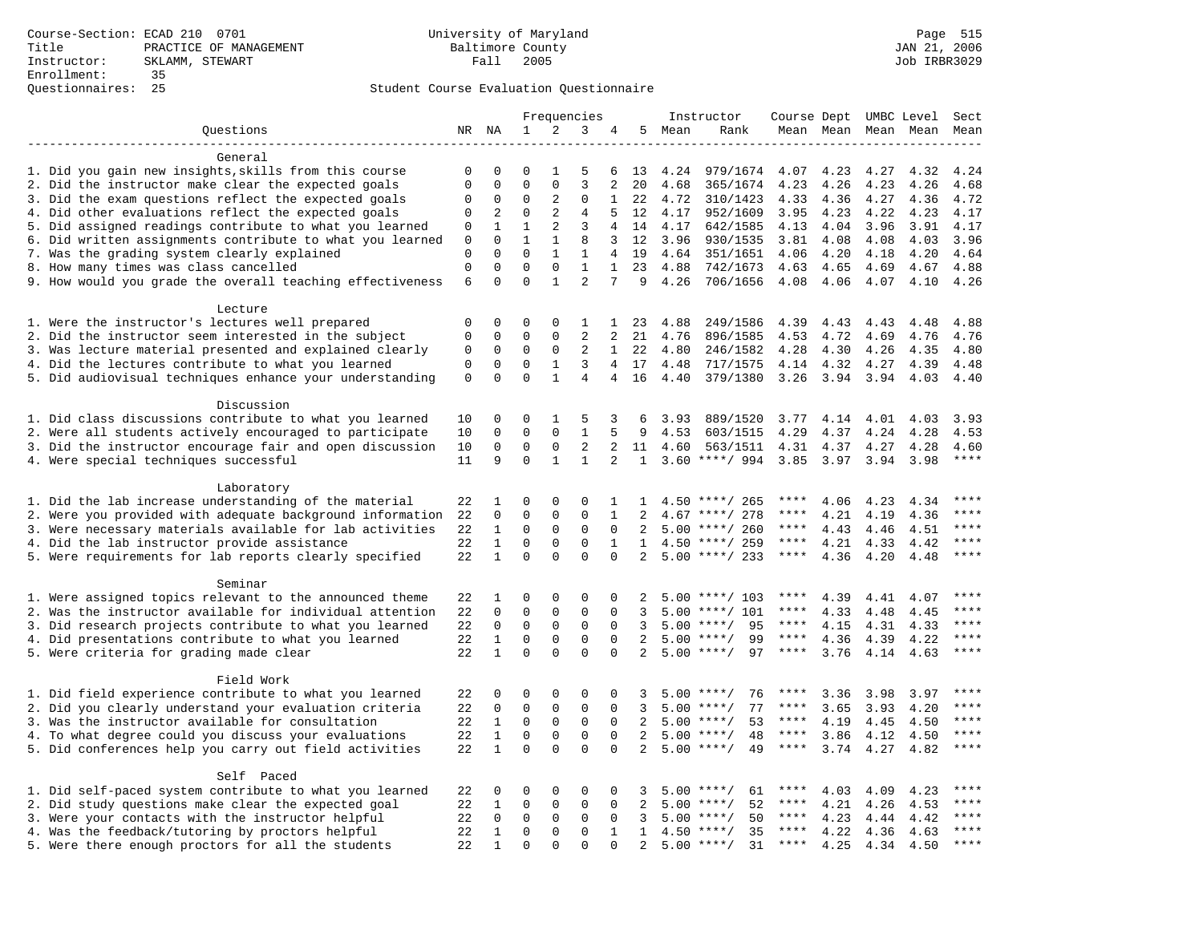Course-Section: ECAD 210 0701
Title: PRACTICE OF MANAGEMENT
Instructor: SKLAMM, STEWART
Enrollment: 35
Questionnaires: 25

University of Maryland
Baltimore County
Fall 2005

Page 515
JAN 21, 2006
Job IRBR3029

Student Course Evaluation Questionnaire

| Questions | NR | NA | 1 | 2 | 3 | 4 | 5 | Instructor Mean | Instructor Rank | Course Mean | Dept Mean | UMBC Mean | Level Mean | Sect Mean |
|---|---|---|---|---|---|---|---|---|---|---|---|---|---|---|
| **General** | | | | | | | | | | | | | | |
| 1. Did you gain new insights,skills from this course | 0 | 0 | 0 | 1 | 5 | 6 | 13 | 4.24 | 979/1674 | 4.07 | 4.23 | 4.27 | 4.32 | 4.24 |
| 2. Did the instructor make clear the expected goals | 0 | 0 | 0 | 0 | 3 | 2 | 20 | 4.68 | 365/1674 | 4.23 | 4.26 | 4.23 | 4.26 | 4.68 |
| 3. Did the exam questions reflect the expected goals | 0 | 0 | 0 | 2 | 0 | 1 | 22 | 4.72 | 310/1423 | 4.33 | 4.36 | 4.27 | 4.36 | 4.72 |
| 4. Did other evaluations reflect the expected goals | 0 | 2 | 0 | 2 | 4 | 5 | 12 | 4.17 | 952/1609 | 3.95 | 4.23 | 4.22 | 4.23 | 4.17 |
| 5. Did assigned readings contribute to what you learned | 0 | 1 | 1 | 2 | 3 | 4 | 14 | 4.17 | 642/1585 | 4.13 | 4.04 | 3.96 | 3.91 | 4.17 |
| 6. Did written assignments contribute to what you learned | 0 | 0 | 1 | 1 | 8 | 3 | 12 | 3.96 | 930/1535 | 3.81 | 4.08 | 4.08 | 4.03 | 3.96 |
| 7. Was the grading system clearly explained | 0 | 0 | 0 | 1 | 1 | 4 | 19 | 4.64 | 351/1651 | 4.06 | 4.20 | 4.18 | 4.20 | 4.64 |
| 8. How many times was class cancelled | 0 | 0 | 0 | 0 | 1 | 1 | 23 | 4.88 | 742/1673 | 4.63 | 4.65 | 4.69 | 4.67 | 4.88 |
| 9. How would you grade the overall teaching effectiveness | 6 | 0 | 0 | 1 | 2 | 7 | 9 | 4.26 | 706/1656 | 4.08 | 4.06 | 4.07 | 4.10 | 4.26 |
| **Lecture** | | | | | | | | | | | | | | |
| 1. Were the instructor's lectures well prepared | 0 | 0 | 0 | 0 | 1 | 1 | 23 | 4.88 | 249/1586 | 4.39 | 4.43 | 4.43 | 4.48 | 4.88 |
| 2. Did the instructor seem interested in the subject | 0 | 0 | 0 | 0 | 2 | 2 | 21 | 4.76 | 896/1585 | 4.53 | 4.72 | 4.69 | 4.76 | 4.76 |
| 3. Was lecture material presented and explained clearly | 0 | 0 | 0 | 0 | 2 | 1 | 22 | 4.80 | 246/1582 | 4.28 | 4.30 | 4.26 | 4.35 | 4.80 |
| 4. Did the lectures contribute to what you learned | 0 | 0 | 0 | 1 | 3 | 4 | 17 | 4.48 | 717/1575 | 4.14 | 4.32 | 4.27 | 4.39 | 4.48 |
| 5. Did audiovisual techniques enhance your understanding | 0 | 0 | 0 | 1 | 4 | 4 | 16 | 4.40 | 379/1380 | 3.26 | 3.94 | 3.94 | 4.03 | 4.40 |
| **Discussion** | | | | | | | | | | | | | | |
| 1. Did class discussions contribute to what you learned | 10 | 0 | 0 | 1 | 5 | 3 | 6 | 3.93 | 889/1520 | 3.77 | 4.14 | 4.01 | 4.03 | 3.93 |
| 2. Were all students actively encouraged to participate | 10 | 0 | 0 | 0 | 1 | 5 | 9 | 4.53 | 603/1515 | 4.29 | 4.37 | 4.24 | 4.28 | 4.53 |
| 3. Did the instructor encourage fair and open discussion | 10 | 0 | 0 | 0 | 2 | 2 | 11 | 4.60 | 563/1511 | 4.31 | 4.37 | 4.27 | 4.28 | 4.60 |
| 4. Were special techniques successful | 11 | 9 | 0 | 1 | 1 | 2 | 1 | 3.60 | ****/ 994 | 3.85 | 3.97 | 3.94 | 3.98 | **** |
| **Laboratory** | | | | | | | | | | | | | | |
| 1. Did the lab increase understanding of the material | 22 | 1 | 0 | 0 | 0 | 1 | 1 | 4.50 | ****/ 265 | **** | 4.06 | 4.23 | 4.34 | **** |
| 2. Were you provided with adequate background information | 22 | 0 | 0 | 0 | 0 | 1 | 2 | 4.67 | ****/ 278 | **** | 4.21 | 4.19 | 4.36 | **** |
| 3. Were necessary materials available for lab activities | 22 | 1 | 0 | 0 | 0 | 0 | 2 | 5.00 | ****/ 260 | **** | 4.43 | 4.46 | 4.51 | **** |
| 4. Did the lab instructor provide assistance | 22 | 1 | 0 | 0 | 0 | 1 | 1 | 4.50 | ****/ 259 | **** | 4.21 | 4.33 | 4.42 | **** |
| 5. Were requirements for lab reports clearly specified | 22 | 1 | 0 | 0 | 0 | 0 | 2 | 5.00 | ****/ 233 | **** | 4.36 | 4.20 | 4.48 | **** |
| **Seminar** | | | | | | | | | | | | | | |
| 1. Were assigned topics relevant to the announced theme | 22 | 1 | 0 | 0 | 0 | 0 | 2 | 5.00 | ****/ 103 | **** | 4.39 | 4.41 | 4.07 | **** |
| 2. Was the instructor available for individual attention | 22 | 0 | 0 | 0 | 0 | 0 | 3 | 5.00 | ****/ 101 | **** | 4.33 | 4.48 | 4.45 | **** |
| 3. Did research projects contribute to what you learned | 22 | 0 | 0 | 0 | 0 | 0 | 3 | 5.00 | ****/ 95 | **** | 4.15 | 4.31 | 4.33 | **** |
| 4. Did presentations contribute to what you learned | 22 | 1 | 0 | 0 | 0 | 0 | 2 | 5.00 | ****/ 99 | **** | 4.36 | 4.39 | 4.22 | **** |
| 5. Were criteria for grading made clear | 22 | 1 | 0 | 0 | 0 | 0 | 2 | 5.00 | ****/ 97 | **** | 3.76 | 4.14 | 4.63 | **** |
| **Field Work** | | | | | | | | | | | | | | |
| 1. Did field experience contribute to what you learned | 22 | 0 | 0 | 0 | 0 | 0 | 3 | 5.00 | ****/ 76 | **** | 3.36 | 3.98 | 3.97 | **** |
| 2. Did you clearly understand your evaluation criteria | 22 | 0 | 0 | 0 | 0 | 0 | 3 | 5.00 | ****/ 77 | **** | 3.65 | 3.93 | 4.20 | **** |
| 3. Was the instructor available for consultation | 22 | 1 | 0 | 0 | 0 | 0 | 2 | 5.00 | ****/ 53 | **** | 4.19 | 4.45 | 4.50 | **** |
| 4. To what degree could you discuss your evaluations | 22 | 1 | 0 | 0 | 0 | 0 | 2 | 5.00 | ****/ 48 | **** | 3.86 | 4.12 | 4.50 | **** |
| 5. Did conferences help you carry out field activities | 22 | 1 | 0 | 0 | 0 | 0 | 2 | 5.00 | ****/ 49 | **** | 3.74 | 4.27 | 4.82 | **** |
| **Self Paced** | | | | | | | | | | | | | | |
| 1. Did self-paced system contribute to what you learned | 22 | 0 | 0 | 0 | 0 | 0 | 3 | 5.00 | ****/ 61 | **** | 4.03 | 4.09 | 4.23 | **** |
| 2. Did study questions make clear the expected goal | 22 | 1 | 0 | 0 | 0 | 0 | 2 | 5.00 | ****/ 52 | **** | 4.21 | 4.26 | 4.53 | **** |
| 3. Were your contacts with the instructor helpful | 22 | 0 | 0 | 0 | 0 | 0 | 3 | 5.00 | ****/ 50 | **** | 4.23 | 4.44 | 4.42 | **** |
| 4. Was the feedback/tutoring by proctors helpful | 22 | 1 | 0 | 0 | 0 | 1 | 1 | 4.50 | ****/ 35 | **** | 4.22 | 4.36 | 4.63 | **** |
| 5. Were there enough proctors for all the students | 22 | 1 | 0 | 0 | 0 | 0 | 2 | 5.00 | ****/ 31 | **** | 4.25 | 4.34 | 4.50 | **** |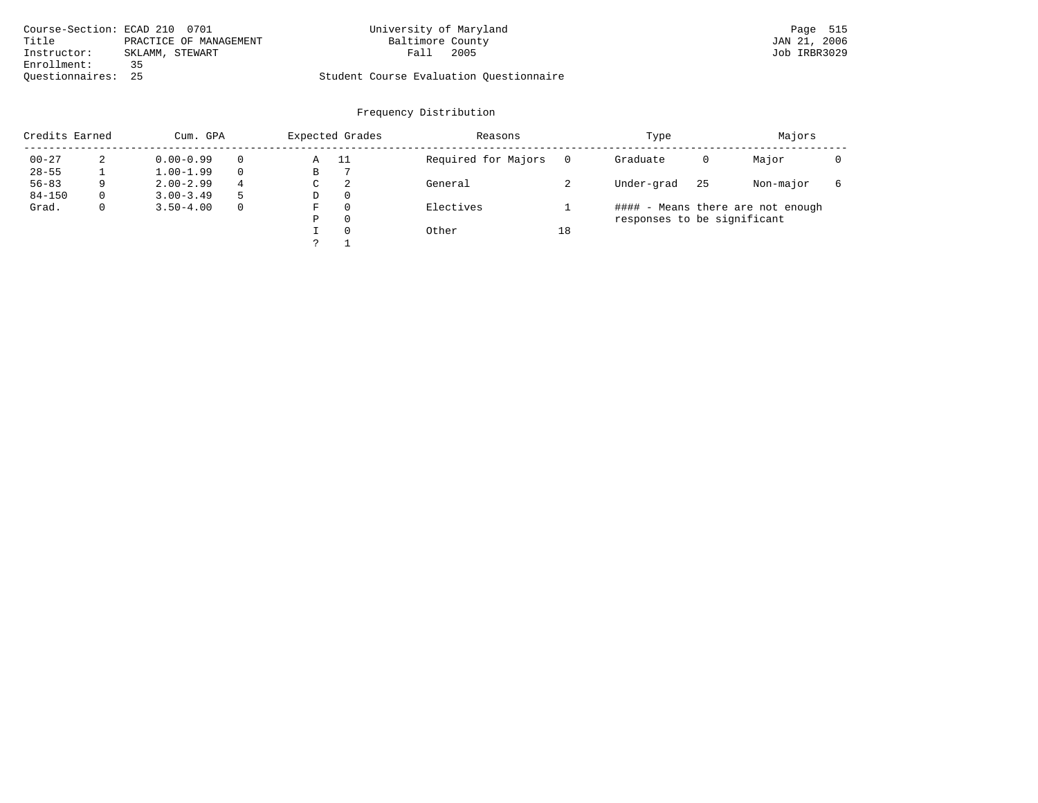Course-Section: ECAD 210 0701
Title: PRACTICE OF MANAGEMENT
Instructor: SKLAMM, STEWART
Enrollment: 35
Questionnaires: 25

University of Maryland
Baltimore County
Fall 2005

Student Course Evaluation Questionnaire

Page 515
JAN 21, 2006
Job IRBR3029

## Frequency Distribution

| Credits Earned | | Cum. GPA | | Expected Grades | | Reasons | | Type | | Majors | |
|---|---|---|---|---|---|---|---|---|---|---|---|
| 00-27 | 2 | 0.00-0.99 | 0 | A | 11 | Required for Majors | 0 | Graduate | 0 | Major | 0 |
| 28-55 | 1 | 1.00-1.99 | 0 | B | 7 | | | | | | |
| 56-83 | 9 | 2.00-2.99 | 4 | C | 2 | General | 2 | Under-grad | 25 | Non-major | 6 |
| 84-150 | 0 | 3.00-3.49 | 5 | D | 0 | | | | | | |
| Grad. | 0 | 3.50-4.00 | 0 | F | 0 | Electives | 1 | | | | |
| | | | | P | 0 | | | | | | |
| | | | | I | 0 | Other | 18 | | | | |
| | | | | ? | 1 | | | | | | |

#### - Means there are not enough responses to be significant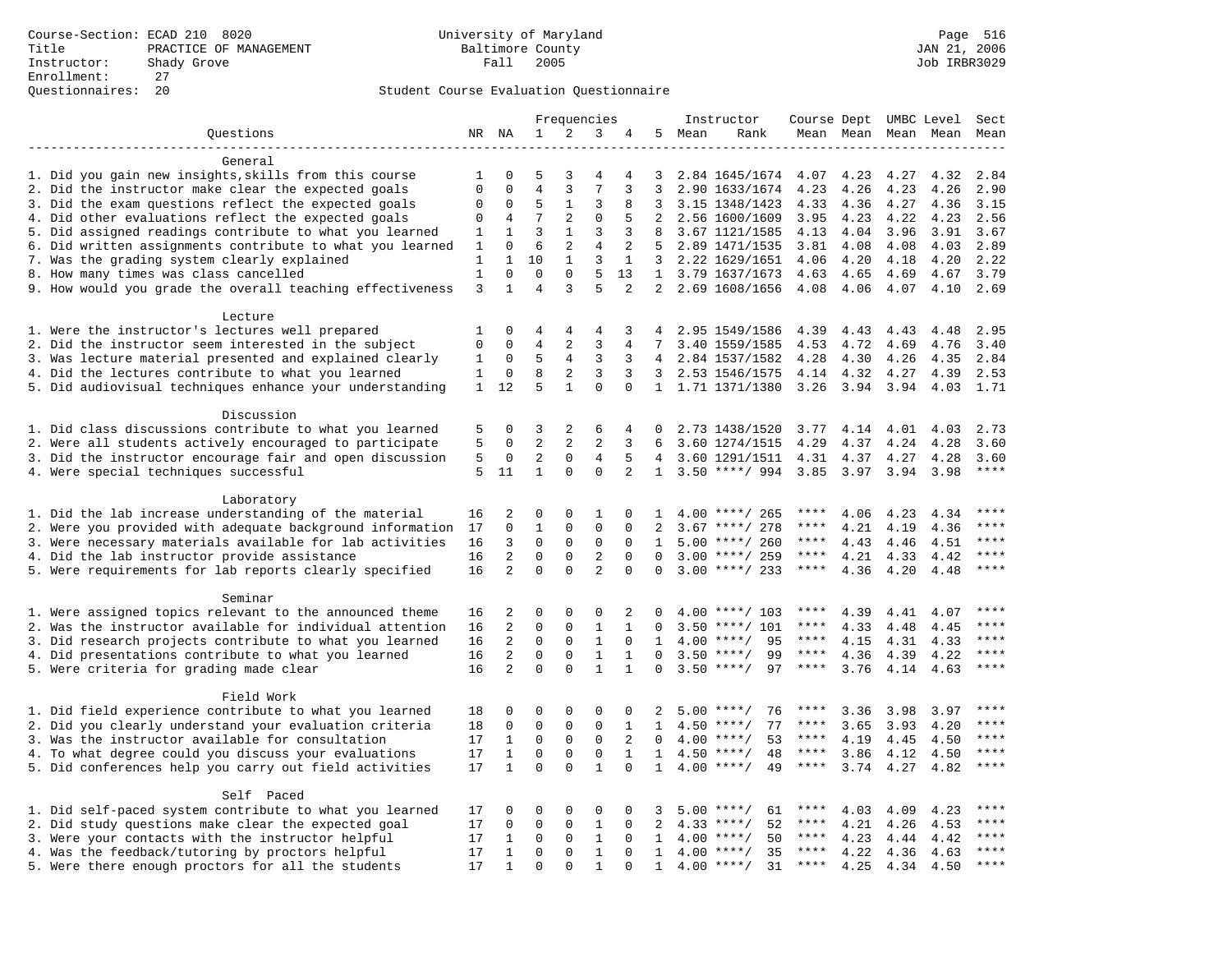Course-Section: ECAD 210 8020
Title: PRACTICE OF MANAGEMENT
Instructor: Shady Grove
Enrollment: 27
Questionnaires: 20

University of Maryland
Baltimore County
Fall 2005

JAN 21, 2006
Job IRBR3029

## Student Course Evaluation Questionnaire

| Questions | NR | NA | 1 | 2 | 3 | 4 | 5 | Instructor Mean | Instructor Rank | Course Mean | Dept Mean | UMBC Mean | Level Mean | Sect Mean |
|---|---|---|---|---|---|---|---|---|---|---|---|---|---|---|
| **General** | | | | | | | | | | | | | | |
| 1. Did you gain new insights,skills from this course | 1 | 0 | 5 | 3 | 4 | 4 | 3 | 2.84 | 1645/1674 | 4.07 | 4.23 | 4.27 | 4.32 | 2.84 |
| 2. Did the instructor make clear the expected goals | 0 | 0 | 4 | 3 | 7 | 3 | 3 | 2.90 | 1633/1674 | 4.23 | 4.26 | 4.23 | 4.26 | 2.90 |
| 3. Did the exam questions reflect the expected goals | 0 | 0 | 5 | 1 | 3 | 8 | 3 | 3.15 | 1348/1423 | 4.33 | 4.36 | 4.27 | 4.36 | 3.15 |
| 4. Did other evaluations reflect the expected goals | 0 | 4 | 7 | 2 | 0 | 5 | 2 | 2.56 | 1600/1609 | 3.95 | 4.23 | 4.22 | 4.23 | 2.56 |
| 5. Did assigned readings contribute to what you learned | 1 | 1 | 3 | 1 | 3 | 3 | 8 | 3.67 | 1121/1585 | 4.13 | 4.04 | 3.96 | 3.91 | 3.67 |
| 6. Did written assignments contribute to what you learned | 1 | 0 | 6 | 2 | 4 | 2 | 5 | 2.89 | 1471/1535 | 3.81 | 4.08 | 4.08 | 4.03 | 2.89 |
| 7. Was the grading system clearly explained | 1 | 1 | 10 | 1 | 3 | 1 | 3 | 2.22 | 1629/1651 | 4.06 | 4.20 | 4.18 | 4.20 | 2.22 |
| 8. How many times was class cancelled | 1 | 0 | 0 | 0 | 5 | 13 | 1 | 3.79 | 1637/1673 | 4.63 | 4.65 | 4.69 | 4.67 | 3.79 |
| 9. How would you grade the overall teaching effectiveness | 3 | 1 | 4 | 3 | 5 | 2 | 2 | 2.69 | 1608/1656 | 4.08 | 4.06 | 4.07 | 4.10 | 2.69 |
| **Lecture** | | | | | | | | | | | | | | |
| 1. Were the instructor's lectures well prepared | 1 | 0 | 4 | 4 | 4 | 3 | 4 | 2.95 | 1549/1586 | 4.39 | 4.43 | 4.43 | 4.48 | 2.95 |
| 2. Did the instructor seem interested in the subject | 0 | 0 | 4 | 2 | 3 | 4 | 7 | 3.40 | 1559/1585 | 4.53 | 4.72 | 4.69 | 4.76 | 3.40 |
| 3. Was lecture material presented and explained clearly | 1 | 0 | 5 | 4 | 3 | 3 | 4 | 2.84 | 1537/1582 | 4.28 | 4.30 | 4.26 | 4.35 | 2.84 |
| 4. Did the lectures contribute to what you learned | 1 | 0 | 8 | 2 | 3 | 3 | 3 | 2.53 | 1546/1575 | 4.14 | 4.32 | 4.27 | 4.39 | 2.53 |
| 5. Did audiovisual techniques enhance your understanding | 1 | 12 | 5 | 1 | 0 | 0 | 1 | 1.71 | 1371/1380 | 3.26 | 3.94 | 3.94 | 4.03 | 1.71 |
| **Discussion** | | | | | | | | | | | | | | |
| 1. Did class discussions contribute to what you learned | 5 | 0 | 3 | 2 | 6 | 4 | 0 | 2.73 | 1438/1520 | 3.77 | 4.14 | 4.01 | 4.03 | 2.73 |
| 2. Were all students actively encouraged to participate | 5 | 0 | 2 | 2 | 2 | 3 | 6 | 3.60 | 1274/1515 | 4.29 | 4.37 | 4.24 | 4.28 | 3.60 |
| 3. Did the instructor encourage fair and open discussion | 5 | 0 | 2 | 0 | 4 | 5 | 4 | 3.60 | 1291/1511 | 4.31 | 4.37 | 4.27 | 4.28 | 3.60 |
| 4. Were special techniques successful | 5 | 11 | 1 | 0 | 0 | 2 | 1 | 3.50 | ****/ 994 | 3.85 | 3.97 | 3.94 | 3.98 | **** |
| **Laboratory** | | | | | | | | | | | | | | |
| 1. Did the lab increase understanding of the material | 16 | 2 | 0 | 0 | 1 | 0 | 1 | 4.00 | ****/ 265 | **** | 4.06 | 4.23 | 4.34 | **** |
| 2. Were you provided with adequate background information | 17 | 0 | 1 | 0 | 0 | 0 | 2 | 3.67 | ****/ 278 | **** | 4.21 | 4.19 | 4.36 | **** |
| 3. Were necessary materials available for lab activities | 16 | 3 | 0 | 0 | 0 | 0 | 1 | 5.00 | ****/ 260 | **** | 4.43 | 4.46 | 4.51 | **** |
| 4. Did the lab instructor provide assistance | 16 | 2 | 0 | 0 | 2 | 0 | 0 | 3.00 | ****/ 259 | **** | 4.21 | 4.33 | 4.42 | **** |
| 5. Were requirements for lab reports clearly specified | 16 | 2 | 0 | 0 | 2 | 0 | 0 | 3.00 | ****/ 233 | **** | 4.36 | 4.20 | 4.48 | **** |
| **Seminar** | | | | | | | | | | | | | | |
| 1. Were assigned topics relevant to the announced theme | 16 | 2 | 0 | 0 | 0 | 2 | 0 | 4.00 | ****/ 103 | **** | 4.39 | 4.41 | 4.07 | **** |
| 2. Was the instructor available for individual attention | 16 | 2 | 0 | 0 | 1 | 1 | 0 | 3.50 | ****/ 101 | **** | 4.33 | 4.48 | 4.45 | **** |
| 3. Did research projects contribute to what you learned | 16 | 2 | 0 | 0 | 1 | 0 | 1 | 4.00 | ****/ 95 | **** | 4.15 | 4.31 | 4.33 | **** |
| 4. Did presentations contribute to what you learned | 16 | 2 | 0 | 0 | 1 | 1 | 0 | 3.50 | ****/ 99 | **** | 4.36 | 4.39 | 4.22 | **** |
| 5. Were criteria for grading made clear | 16 | 2 | 0 | 0 | 1 | 1 | 0 | 3.50 | ****/ 97 | **** | 3.76 | 4.14 | 4.63 | **** |
| **Field Work** | | | | | | | | | | | | | | |
| 1. Did field experience contribute to what you learned | 18 | 0 | 0 | 0 | 0 | 0 | 2 | 5.00 | ****/ 76 | **** | 3.36 | 3.98 | 3.97 | **** |
| 2. Did you clearly understand your evaluation criteria | 18 | 0 | 0 | 0 | 0 | 1 | 1 | 4.50 | ****/ 77 | **** | 3.65 | 3.93 | 4.20 | **** |
| 3. Was the instructor available for consultation | 17 | 1 | 0 | 0 | 0 | 2 | 0 | 4.00 | ****/ 53 | **** | 4.19 | 4.45 | 4.50 | **** |
| 4. To what degree could you discuss your evaluations | 17 | 1 | 0 | 0 | 0 | 1 | 1 | 4.50 | ****/ 48 | **** | 3.86 | 4.12 | 4.50 | **** |
| 5. Did conferences help you carry out field activities | 17 | 1 | 0 | 0 | 1 | 0 | 1 | 4.00 | ****/ 49 | **** | 3.74 | 4.27 | 4.82 | **** |
| **Self Paced** | | | | | | | | | | | | | | |
| 1. Did self-paced system contribute to what you learned | 17 | 0 | 0 | 0 | 0 | 0 | 3 | 5.00 | ****/ 61 | **** | 4.03 | 4.09 | 4.23 | **** |
| 2. Did study questions make clear the expected goal | 17 | 0 | 0 | 0 | 1 | 0 | 2 | 4.33 | ****/ 52 | **** | 4.21 | 4.26 | 4.53 | **** |
| 3. Were your contacts with the instructor helpful | 17 | 1 | 0 | 0 | 1 | 0 | 1 | 4.00 | ****/ 50 | **** | 4.23 | 4.44 | 4.42 | **** |
| 4. Was the feedback/tutoring by proctors helpful | 17 | 1 | 0 | 0 | 1 | 0 | 1 | 4.00 | ****/ 35 | **** | 4.22 | 4.36 | 4.63 | **** |
| 5. Were there enough proctors for all the students | 17 | 1 | 0 | 0 | 1 | 0 | 1 | 4.00 | ****/ 31 | **** | 4.25 | 4.34 | 4.50 | **** |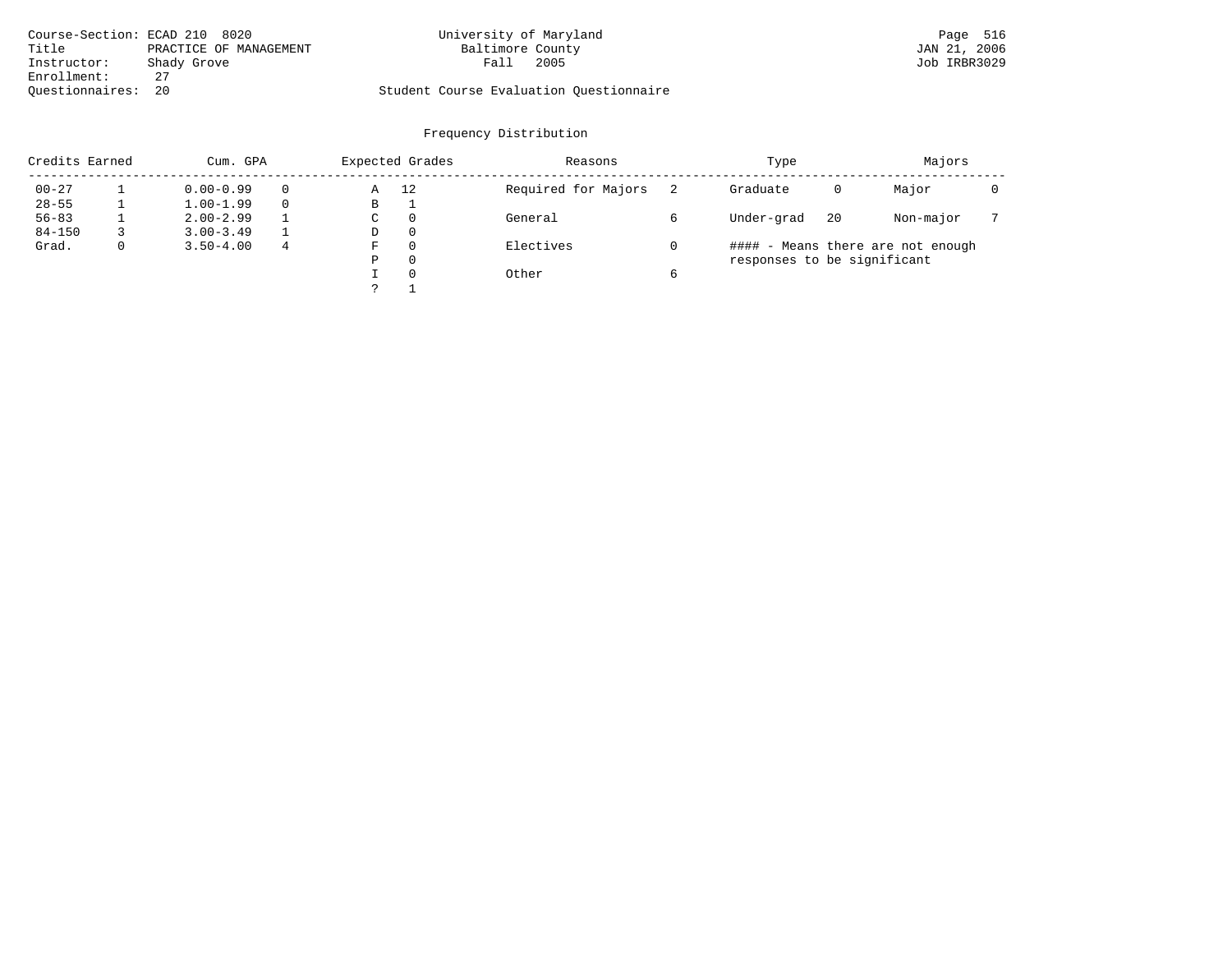Course-Section: ECAD 210 8020
Title: PRACTICE OF MANAGEMENT
Instructor: Shady Grove
Enrollment: 27
Questionnaires: 20

University of Maryland
Baltimore County
Fall 2005

Page 516
JAN 21, 2006
Job IRBR3029

Student Course Evaluation Questionnaire

## Frequency Distribution

| Credits Earned | | Cum. GPA | | Expected Grades | | Reasons | | Type | | Majors | |
|---|---|---|---|---|---|---|---|---|---|---|---|
| 00-27 | 1 | 0.00-0.99 | 0 | A | 12 | Required for Majors | 2 | Graduate | 0 | Major | 0 |
| 28-55 | 1 | 1.00-1.99 | 0 | B | 1 | | | | | | |
| 56-83 | 1 | 2.00-2.99 | 1 | C | 0 | General | 6 | Under-grad | 20 | Non-major | 7 |
| 84-150 | 3 | 3.00-3.49 | 1 | D | 0 | | | | | | |
| Grad. | 0 | 3.50-4.00 | 4 | F | 0 | Electives | 0 | | | | |
| | | | | P | 0 | | | | | | |
| | | | | I | 0 | Other | 6 | | | | |
| | | | | ? | 1 | | | | | | |

#### - Means there are not enough responses to be significant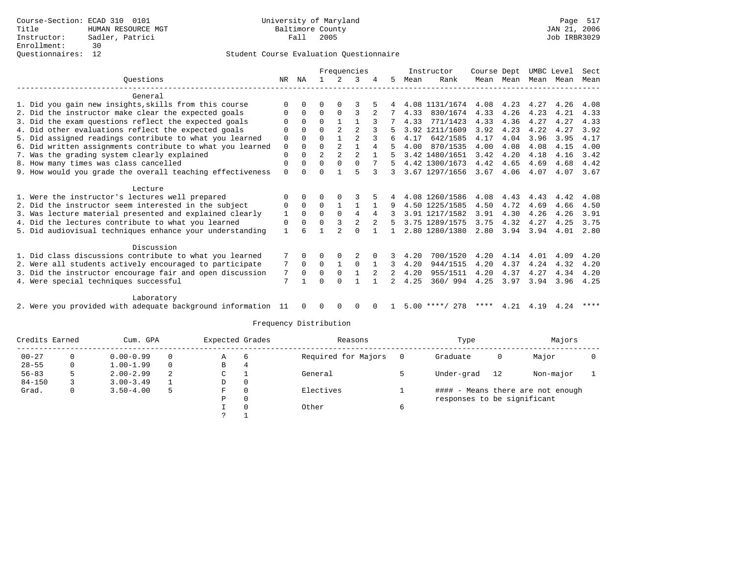Course-Section: ECAD 310 0101
Title: HUMAN RESOURCE MGT
Instructor: Sadler, Patrici
Enrollment: 30
Questionnaires: 12

University of Maryland
Baltimore County
Fall 2005

JAN 21, 2006
Job IRBR3029

## Student Course Evaluation Questionnaire

| Questions | NR | NA | 1 | 2 | 3 | 4 | 5 | Instructor Mean | Instructor Rank | Course Mean | Dept Mean | UMBC Mean | Level Mean | Sect Mean |
|---|---|---|---|---|---|---|---|---|---|---|---|---|---|---|
| **General** | | | | | | | | | | | | | | |
| 1. Did you gain new insights,skills from this course | 0 | 0 | 0 | 0 | 3 | 5 | 4 | 4.08 | 1131/1674 | 4.08 | 4.23 | 4.27 | 4.26 | 4.08 |
| 2. Did the instructor make clear the expected goals | 0 | 0 | 0 | 0 | 3 | 2 | 7 | 4.33 | 830/1674 | 4.33 | 4.26 | 4.23 | 4.21 | 4.33 |
| 3. Did the exam questions reflect the expected goals | 0 | 0 | 0 | 1 | 1 | 3 | 7 | 4.33 | 771/1423 | 4.33 | 4.36 | 4.27 | 4.27 | 4.33 |
| 4. Did other evaluations reflect the expected goals | 0 | 0 | 0 | 2 | 2 | 3 | 5 | 3.92 | 1211/1609 | 3.92 | 4.23 | 4.22 | 4.27 | 3.92 |
| 5. Did assigned readings contribute to what you learned | 0 | 0 | 0 | 1 | 2 | 3 | 6 | 4.17 | 642/1585 | 4.17 | 4.04 | 3.96 | 3.95 | 4.17 |
| 6. Did written assignments contribute to what you learned | 0 | 0 | 0 | 2 | 1 | 4 | 5 | 4.00 | 870/1535 | 4.00 | 4.08 | 4.08 | 4.15 | 4.00 |
| 7. Was the grading system clearly explained | 0 | 0 | 2 | 2 | 2 | 1 | 5 | 3.42 | 1480/1651 | 3.42 | 4.20 | 4.18 | 4.16 | 3.42 |
| 8. How many times was class cancelled | 0 | 0 | 0 | 0 | 0 | 7 | 5 | 4.42 | 1300/1673 | 4.42 | 4.65 | 4.69 | 4.68 | 4.42 |
| 9. How would you grade the overall teaching effectiveness | 0 | 0 | 0 | 1 | 5 | 3 | 3 | 3.67 | 1297/1656 | 3.67 | 4.06 | 4.07 | 4.07 | 3.67 |
| **Lecture** | | | | | | | | | | | | | | |
| 1. Were the instructor's lectures well prepared | 0 | 0 | 0 | 0 | 3 | 5 | 4 | 4.08 | 1260/1586 | 4.08 | 4.43 | 4.43 | 4.42 | 4.08 |
| 2. Did the instructor seem interested in the subject | 0 | 0 | 0 | 1 | 1 | 1 | 9 | 4.50 | 1225/1585 | 4.50 | 4.72 | 4.69 | 4.66 | 4.50 |
| 3. Was lecture material presented and explained clearly | 1 | 0 | 0 | 0 | 4 | 4 | 3 | 3.91 | 1217/1582 | 3.91 | 4.30 | 4.26 | 4.26 | 3.91 |
| 4. Did the lectures contribute to what you learned | 0 | 0 | 0 | 3 | 2 | 2 | 5 | 3.75 | 1289/1575 | 3.75 | 4.32 | 4.27 | 4.25 | 3.75 |
| 5. Did audiovisual techniques enhance your understanding | 1 | 6 | 1 | 2 | 0 | 1 | 1 | 2.80 | 1280/1380 | 2.80 | 3.94 | 3.94 | 4.01 | 2.80 |
| **Discussion** | | | | | | | | | | | | | | |
| 1. Did class discussions contribute to what you learned | 7 | 0 | 0 | 0 | 2 | 0 | 3 | 4.20 | 700/1520 | 4.20 | 4.14 | 4.01 | 4.09 | 4.20 |
| 2. Were all students actively encouraged to participate | 7 | 0 | 0 | 1 | 0 | 1 | 3 | 4.20 | 944/1515 | 4.20 | 4.37 | 4.24 | 4.32 | 4.20 |
| 3. Did the instructor encourage fair and open discussion | 7 | 0 | 0 | 0 | 1 | 2 | 2 | 4.20 | 955/1511 | 4.20 | 4.37 | 4.27 | 4.34 | 4.20 |
| 4. Were special techniques successful | 7 | 1 | 0 | 0 | 1 | 1 | 2 | 4.25 | 360/ 994 | 4.25 | 3.97 | 3.94 | 3.96 | 4.25 |
| **Laboratory** | | | | | | | | | | | | | | |
| 2. Were you provided with adequate background information | 11 | 0 | 0 | 0 | 0 | 0 | 1 | 5.00 | ****/ 278 | **** | 4.21 | 4.19 | 4.24 | **** |

## Frequency Distribution

| Credits Earned | | Cum. GPA | | Expected Grades | | Reasons | | Type | | Majors | |
|---|---|---|---|---|---|---|---|---|---|---|---|
| 00-27 | 0 | 0.00-0.99 | 0 | A | 6 | Required for Majors | 0 | Graduate | 0 | Major | 0 |
| 28-55 | 0 | 1.00-1.99 | 0 | B | 4 | | | | | | |
| 56-83 | 5 | 2.00-2.99 | 2 | C | 1 | General | 5 | Under-grad | 12 | Non-major | 1 |
| 84-150 | 3 | 3.00-3.49 | 1 | D | 0 | | | | | | |
| Grad. | 0 | 3.50-4.00 | 5 | F | 0 | Electives | 1 | #### - Means there are not enough responses to be significant | | | |
| | | | | P | 0 | | | | | | |
| | | | | I | 0 | Other | 6 | | | | |
| | | | | ? | 1 | | | | | | |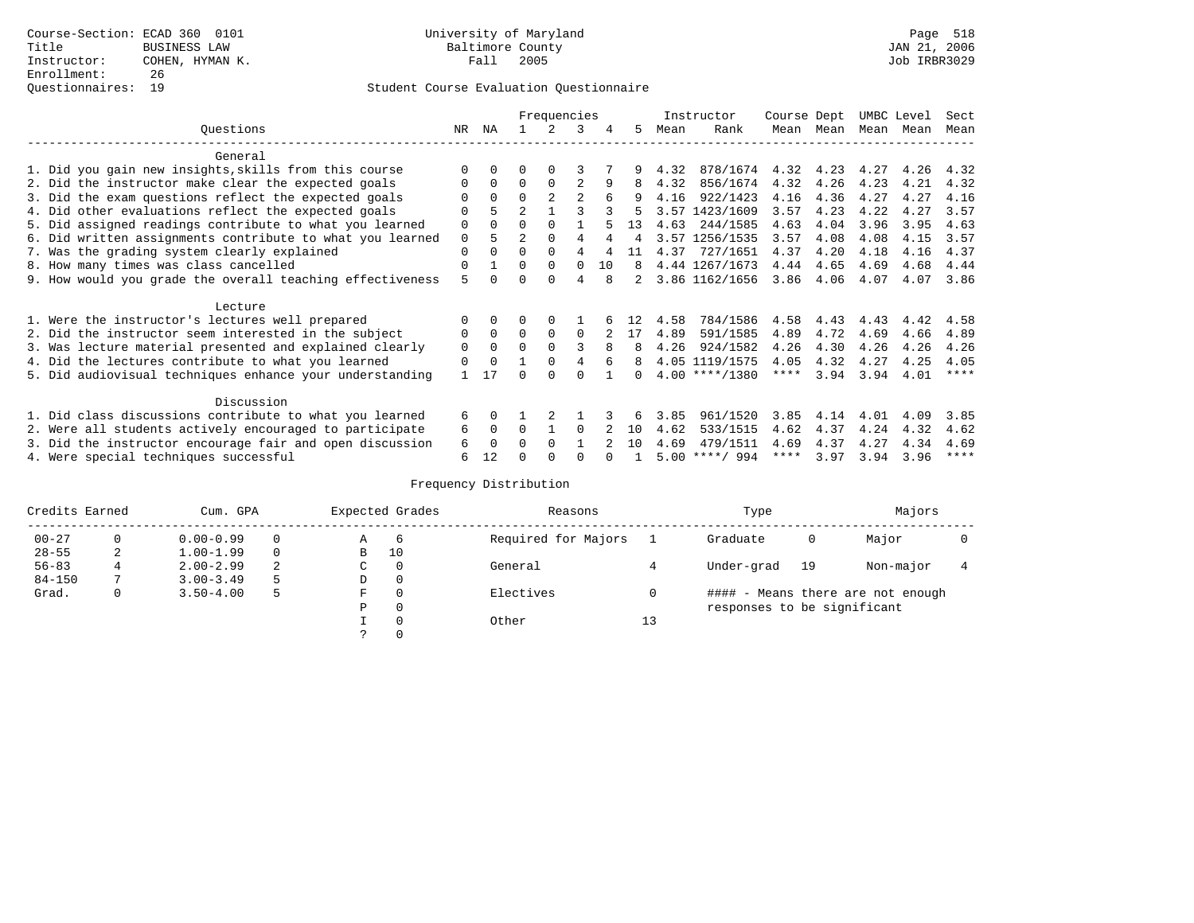Course-Section: ECAD 360 0101
Title: BUSINESS LAW
Instructor: COHEN, HYMAN K.
Enrollment: 26
Questionnaires: 19

University of Maryland
Baltimore County
Fall 2005

JAN 21, 2006
Job IRBR3029

## Student Course Evaluation Questionnaire

| Questions | NR | NA | 1 | 2 | 3 | 4 | 5 | Instructor Mean | Rank | Course Mean | Dept Mean | UMBC Mean | Level Mean | Sect Mean |
|---|---|---|---|---|---|---|---|---|---|---|---|---|---|---|
| **General** | | | | | | | | | | | | | | |
| 1. Did you gain new insights,skills from this course | 0 | 0 | 0 | 0 | 3 | 7 | 9 | 4.32 | 878/1674 | 4.32 | 4.23 | 4.27 | 4.26 | 4.32 |
| 2. Did the instructor make clear the expected goals | 0 | 0 | 0 | 0 | 2 | 9 | 8 | 4.32 | 856/1674 | 4.32 | 4.26 | 4.23 | 4.21 | 4.32 |
| 3. Did the exam questions reflect the expected goals | 0 | 0 | 0 | 2 | 2 | 6 | 9 | 4.16 | 922/1423 | 4.16 | 4.36 | 4.27 | 4.27 | 4.16 |
| 4. Did other evaluations reflect the expected goals | 0 | 5 | 2 | 1 | 3 | 3 | 5 | 3.57 | 1423/1609 | 3.57 | 4.23 | 4.22 | 4.27 | 3.57 |
| 5. Did assigned readings contribute to what you learned | 0 | 0 | 0 | 0 | 1 | 5 | 13 | 4.63 | 244/1585 | 4.63 | 4.04 | 3.96 | 3.95 | 4.63 |
| 6. Did written assignments contribute to what you learned | 0 | 5 | 2 | 0 | 4 | 4 | 4 | 3.57 | 1256/1535 | 3.57 | 4.08 | 4.08 | 4.15 | 3.57 |
| 7. Was the grading system clearly explained | 0 | 0 | 0 | 0 | 4 | 4 | 11 | 4.37 | 727/1651 | 4.37 | 4.20 | 4.18 | 4.16 | 4.37 |
| 8. How many times was class cancelled | 0 | 1 | 0 | 0 | 0 | 10 | 8 | 4.44 | 1267/1673 | 4.44 | 4.65 | 4.69 | 4.68 | 4.44 |
| 9. How would you grade the overall teaching effectiveness | 5 | 0 | 0 | 0 | 4 | 8 | 2 | 3.86 | 1162/1656 | 3.86 | 4.06 | 4.07 | 4.07 | 3.86 |
| **Lecture** | | | | | | | | | | | | | | |
| 1. Were the instructor's lectures well prepared | 0 | 0 | 0 | 0 | 1 | 6 | 12 | 4.58 | 784/1586 | 4.58 | 4.43 | 4.43 | 4.42 | 4.58 |
| 2. Did the instructor seem interested in the subject | 0 | 0 | 0 | 0 | 0 | 2 | 17 | 4.89 | 591/1585 | 4.89 | 4.72 | 4.69 | 4.66 | 4.89 |
| 3. Was lecture material presented and explained clearly | 0 | 0 | 0 | 0 | 3 | 8 | 8 | 4.26 | 924/1582 | 4.26 | 4.30 | 4.26 | 4.26 | 4.26 |
| 4. Did the lectures contribute to what you learned | 0 | 0 | 1 | 0 | 4 | 6 | 8 | 4.05 | 1119/1575 | 4.05 | 4.32 | 4.27 | 4.25 | 4.05 |
| 5. Did audiovisual techniques enhance your understanding | 1 | 17 | 0 | 0 | 0 | 1 | 0 | 4.00 | ****/1380 | **** | 3.94 | 3.94 | 4.01 | **** |
| **Discussion** | | | | | | | | | | | | | | |
| 1. Did class discussions contribute to what you learned | 6 | 0 | 1 | 2 | 1 | 3 | 6 | 3.85 | 961/1520 | 3.85 | 4.14 | 4.01 | 4.09 | 3.85 |
| 2. Were all students actively encouraged to participate | 6 | 0 | 0 | 1 | 0 | 2 | 10 | 4.62 | 533/1515 | 4.62 | 4.37 | 4.24 | 4.32 | 4.62 |
| 3. Did the instructor encourage fair and open discussion | 6 | 0 | 0 | 0 | 1 | 2 | 10 | 4.69 | 479/1511 | 4.69 | 4.37 | 4.27 | 4.34 | 4.69 |
| 4. Were special techniques successful | 6 | 12 | 0 | 0 | 0 | 0 | 1 | 5.00 | ****/ 994 | **** | 3.97 | 3.94 | 3.96 | **** |

## Frequency Distribution

| Credits Earned | | Cum. GPA | | Expected Grades | | Reasons | | Type | | Majors | |
|---|---|---|---|---|---|---|---|---|---|---|---|
| 00-27 | 0 | 0.00-0.99 | 0 | A | 6 | Required for Majors | 1 | Graduate | 0 | Major | 0 |
| 28-55 | 2 | 1.00-1.99 | 0 | B | 10 | | | | | | |
| 56-83 | 4 | 2.00-2.99 | 2 | C | 0 | General | 4 | Under-grad | 19 | Non-major | 4 |
| 84-150 | 7 | 3.00-3.49 | 5 | D | 0 | | | | | | |
| Grad. | 0 | 3.50-4.00 | 5 | F | 0 | Electives | 0 | #### - Means there are not enough responses to be significant | | | |
| | | | | P | 0 | | | | | | |
| | | | | I | 0 | Other | 13 | | | | |
| | | | | ? | 0 | | | | | | |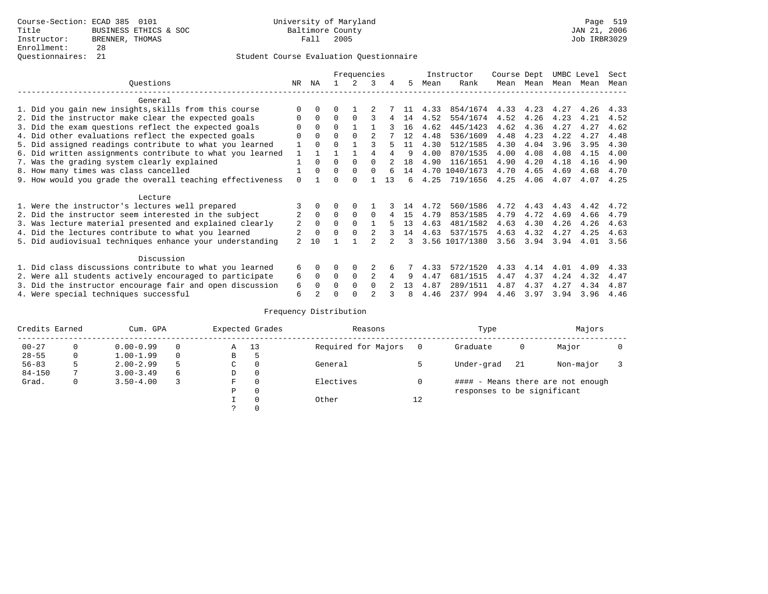Course-Section: ECAD 385 0101
Title: BUSINESS ETHICS & SOC
Instructor: BRENNER, THOMAS
Enrollment: 28
Questionnaires: 21

University of Maryland
Baltimore County
Fall 2005

JAN 21, 2006
Job IRBR3029

## Student Course Evaluation Questionnaire

| Questions | NR | NA | 1 | 2 | 3 | 4 | 5 | Instructor Mean | Instructor Rank | Course Mean | Dept Mean | UMBC Mean | Level Mean | Sect Mean |
|---|---|---|---|---|---|---|---|---|---|---|---|---|---|---|
| **General** | | | | | | | | | | | | | | |
| 1. Did you gain new insights,skills from this course | 0 | 0 | 0 | 1 | 2 | 7 | 11 | 4.33 | 854/1674 | 4.33 | 4.23 | 4.27 | 4.26 | 4.33 |
| 2. Did the instructor make clear the expected goals | 0 | 0 | 0 | 0 | 3 | 4 | 14 | 4.52 | 554/1674 | 4.52 | 4.26 | 4.23 | 4.21 | 4.52 |
| 3. Did the exam questions reflect the expected goals | 0 | 0 | 0 | 1 | 1 | 3 | 16 | 4.62 | 445/1423 | 4.62 | 4.36 | 4.27 | 4.27 | 4.62 |
| 4. Did other evaluations reflect the expected goals | 0 | 0 | 0 | 0 | 2 | 7 | 12 | 4.48 | 536/1609 | 4.48 | 4.23 | 4.22 | 4.27 | 4.48 |
| 5. Did assigned readings contribute to what you learned | 1 | 0 | 0 | 1 | 3 | 5 | 11 | 4.30 | 512/1585 | 4.30 | 4.04 | 3.96 | 3.95 | 4.30 |
| 6. Did written assignments contribute to what you learned | 1 | 1 | 1 | 1 | 4 | 4 | 9 | 4.00 | 870/1535 | 4.00 | 4.08 | 4.08 | 4.15 | 4.00 |
| 7. Was the grading system clearly explained | 1 | 0 | 0 | 0 | 0 | 2 | 18 | 4.90 | 116/1651 | 4.90 | 4.20 | 4.18 | 4.16 | 4.90 |
| 8. How many times was class cancelled | 1 | 0 | 0 | 0 | 0 | 6 | 14 | 4.70 | 1040/1673 | 4.70 | 4.65 | 4.69 | 4.68 | 4.70 |
| 9. How would you grade the overall teaching effectiveness | 0 | 1 | 0 | 0 | 1 | 13 | 6 | 4.25 | 719/1656 | 4.25 | 4.06 | 4.07 | 4.07 | 4.25 |
| **Lecture** | | | | | | | | | | | | | | |
| 1. Were the instructor's lectures well prepared | 3 | 0 | 0 | 0 | 1 | 3 | 14 | 4.72 | 560/1586 | 4.72 | 4.43 | 4.43 | 4.42 | 4.72 |
| 2. Did the instructor seem interested in the subject | 2 | 0 | 0 | 0 | 0 | 4 | 15 | 4.79 | 853/1585 | 4.79 | 4.72 | 4.69 | 4.66 | 4.79 |
| 3. Was lecture material presented and explained clearly | 2 | 0 | 0 | 0 | 1 | 5 | 13 | 4.63 | 481/1582 | 4.63 | 4.30 | 4.26 | 4.26 | 4.63 |
| 4. Did the lectures contribute to what you learned | 2 | 0 | 0 | 0 | 2 | 3 | 14 | 4.63 | 537/1575 | 4.63 | 4.32 | 4.27 | 4.25 | 4.63 |
| 5. Did audiovisual techniques enhance your understanding | 2 | 10 | 1 | 1 | 2 | 2 | 3 | 3.56 | 1017/1380 | 3.56 | 3.94 | 3.94 | 4.01 | 3.56 |
| **Discussion** | | | | | | | | | | | | | | |
| 1. Did class discussions contribute to what you learned | 6 | 0 | 0 | 0 | 2 | 6 | 7 | 4.33 | 572/1520 | 4.33 | 4.14 | 4.01 | 4.09 | 4.33 |
| 2. Were all students actively encouraged to participate | 6 | 0 | 0 | 0 | 2 | 4 | 9 | 4.47 | 681/1515 | 4.47 | 4.37 | 4.24 | 4.32 | 4.47 |
| 3. Did the instructor encourage fair and open discussion | 6 | 0 | 0 | 0 | 0 | 2 | 13 | 4.87 | 289/1511 | 4.87 | 4.37 | 4.27 | 4.34 | 4.87 |
| 4. Were special techniques successful | 6 | 2 | 0 | 0 | 2 | 3 | 8 | 4.46 | 237/ 994 | 4.46 | 3.97 | 3.94 | 3.96 | 4.46 |

### Frequency Distribution

| Credits Earned | | Cum. GPA | | Expected Grades | | Reasons | | Type | | Majors | |
|---|---|---|---|---|---|---|---|---|---|---|---|
| 00-27 | 0 | 0.00-0.99 | 0 | A | 13 | Required for Majors | 0 | Graduate | 0 | Major | 0 |
| 28-55 | 0 | 1.00-1.99 | 0 | B | 5 | | | | | | |
| 56-83 | 5 | 2.00-2.99 | 5 | C | 0 | General | 5 | Under-grad | 21 | Non-major | 3 |
| 84-150 | 7 | 3.00-3.49 | 6 | D | 0 | | | | | | |
| Grad. | 0 | 3.50-4.00 | 3 | F | 0 | Electives | 0 | | | | |
| | | | | P | 0 | | | | | | |
| | | | | I | 0 | Other | 12 | | | | |
| | | | | ? | 0 | | | | | | |

#### - Means there are not enough responses to be significant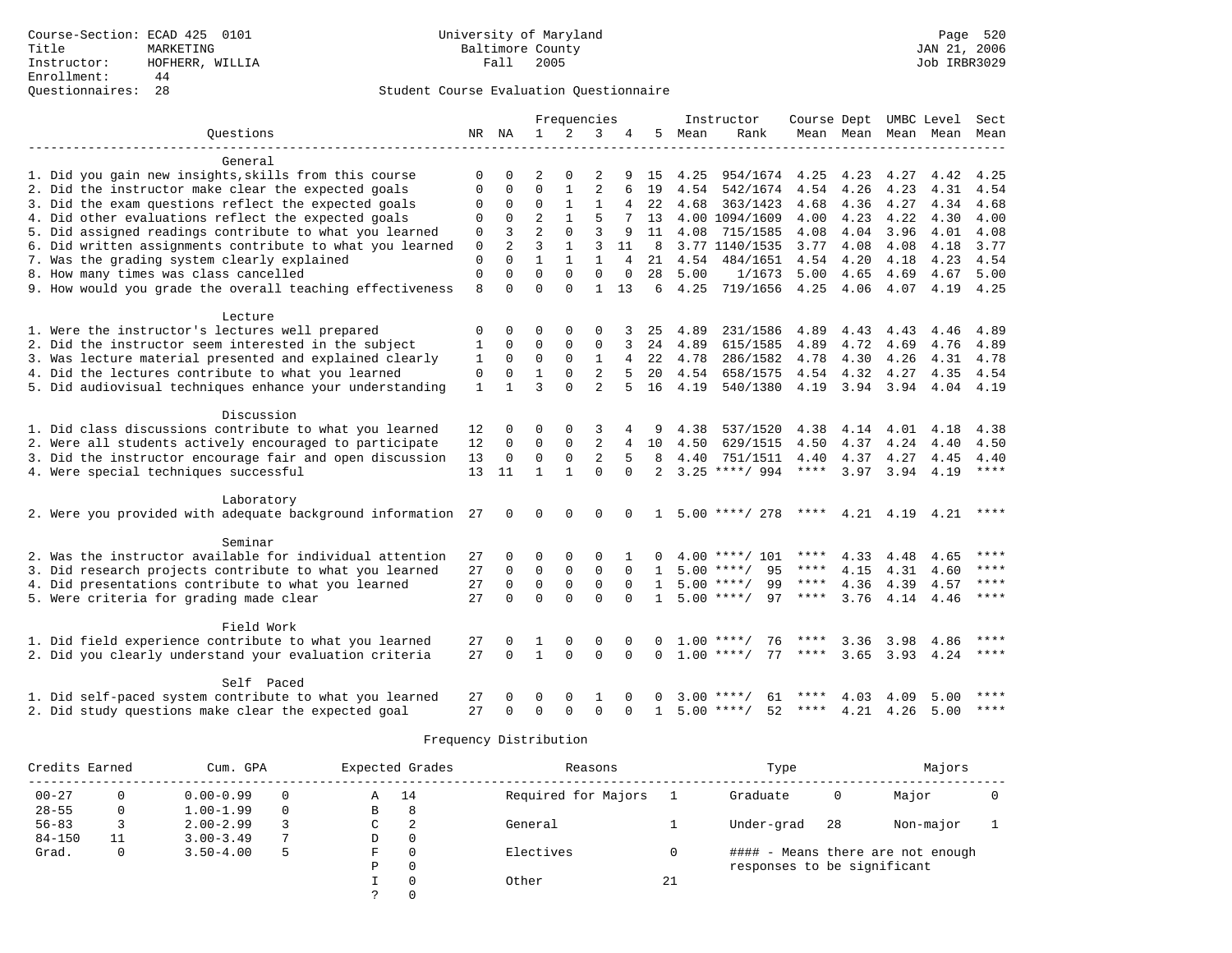Course-Section: ECAD 425 0101
Title: MARKETING
Instructor: HOFHERR, WILLIA
Enrollment: 44
Questionnaires: 28

University of Maryland
Baltimore County
Fall 2005

JAN 21, 2006
Job IRBR3029

## Student Course Evaluation Questionnaire

| Questions | NR | NA | 1 | 2 | 3 | 4 | 5 | Instructor Mean | Rank | Course Mean | Dept Mean | UMBC Mean | Level Mean | Sect Mean |
|---|---|---|---|---|---|---|---|---|---|---|---|---|---|---|
| **General** | | | | | | | | | | | | | | |
| 1. Did you gain new insights,skills from this course | 0 | 0 | 2 | 0 | 2 | 9 | 15 | 4.25 | 954/1674 | 4.25 | 4.23 | 4.27 | 4.42 | 4.25 |
| 2. Did the instructor make clear the expected goals | 0 | 0 | 0 | 1 | 2 | 6 | 19 | 4.54 | 542/1674 | 4.54 | 4.26 | 4.23 | 4.31 | 4.54 |
| 3. Did the exam questions reflect the expected goals | 0 | 0 | 0 | 1 | 1 | 4 | 22 | 4.68 | 363/1423 | 4.68 | 4.36 | 4.27 | 4.34 | 4.68 |
| 4. Did other evaluations reflect the expected goals | 0 | 0 | 2 | 1 | 5 | 7 | 13 | 4.00 | 1094/1609 | 4.00 | 4.23 | 4.22 | 4.30 | 4.00 |
| 5. Did assigned readings contribute to what you learned | 0 | 3 | 2 | 0 | 3 | 9 | 11 | 4.08 | 715/1585 | 4.08 | 4.04 | 3.96 | 4.01 | 4.08 |
| 6. Did written assignments contribute to what you learned | 0 | 2 | 3 | 1 | 3 | 11 | 8 | 3.77 | 1140/1535 | 3.77 | 4.08 | 4.08 | 4.18 | 3.77 |
| 7. Was the grading system clearly explained | 0 | 0 | 1 | 1 | 1 | 4 | 21 | 4.54 | 484/1651 | 4.54 | 4.20 | 4.18 | 4.23 | 4.54 |
| 8. How many times was class cancelled | 0 | 0 | 0 | 0 | 0 | 0 | 28 | 5.00 | 1/1673 | 5.00 | 4.65 | 4.69 | 4.67 | 5.00 |
| 9. How would you grade the overall teaching effectiveness | 8 | 0 | 0 | 0 | 1 | 13 | 6 | 4.25 | 719/1656 | 4.25 | 4.06 | 4.07 | 4.19 | 4.25 |
| **Lecture** | | | | | | | | | | | | | | |
| 1. Were the instructor's lectures well prepared | 0 | 0 | 0 | 0 | 0 | 3 | 25 | 4.89 | 231/1586 | 4.89 | 4.43 | 4.43 | 4.46 | 4.89 |
| 2. Did the instructor seem interested in the subject | 1 | 0 | 0 | 0 | 0 | 3 | 24 | 4.89 | 615/1585 | 4.89 | 4.72 | 4.69 | 4.76 | 4.89 |
| 3. Was lecture material presented and explained clearly | 1 | 0 | 0 | 0 | 1 | 4 | 22 | 4.78 | 286/1582 | 4.78 | 4.30 | 4.26 | 4.31 | 4.78 |
| 4. Did the lectures contribute to what you learned | 0 | 0 | 1 | 0 | 2 | 5 | 20 | 4.54 | 658/1575 | 4.54 | 4.32 | 4.27 | 4.35 | 4.54 |
| 5. Did audiovisual techniques enhance your understanding | 1 | 1 | 3 | 0 | 2 | 5 | 16 | 4.19 | 540/1380 | 4.19 | 3.94 | 3.94 | 4.04 | 4.19 |
| **Discussion** | | | | | | | | | | | | | | |
| 1. Did class discussions contribute to what you learned | 12 | 0 | 0 | 0 | 3 | 4 | 9 | 4.38 | 537/1520 | 4.38 | 4.14 | 4.01 | 4.18 | 4.38 |
| 2. Were all students actively encouraged to participate | 12 | 0 | 0 | 0 | 2 | 4 | 10 | 4.50 | 629/1515 | 4.50 | 4.37 | 4.24 | 4.40 | 4.50 |
| 3. Did the instructor encourage fair and open discussion | 13 | 0 | 0 | 0 | 2 | 5 | 8 | 4.40 | 751/1511 | 4.40 | 4.37 | 4.27 | 4.45 | 4.40 |
| 4. Were special techniques successful | 13 | 11 | 1 | 1 | 0 | 0 | 2 | 3.25 | ****/ 994 | **** | 3.97 | 3.94 | 4.19 | **** |
| **Laboratory** | | | | | | | | | | | | | | |
| 2. Were you provided with adequate background information | 27 | 0 | 0 | 0 | 0 | 0 | 1 | 5.00 | ****/ 278 | **** | 4.21 | 4.19 | 4.21 | **** |
| **Seminar** | | | | | | | | | | | | | | |
| 2. Was the instructor available for individual attention | 27 | 0 | 0 | 0 | 0 | 1 | 0 | 4.00 | ****/ 101 | **** | 4.33 | 4.48 | 4.65 | **** |
| 3. Did research projects contribute to what you learned | 27 | 0 | 0 | 0 | 0 | 0 | 1 | 5.00 | ****/ 95 | **** | 4.15 | 4.31 | 4.60 | **** |
| 4. Did presentations contribute to what you learned | 27 | 0 | 0 | 0 | 0 | 0 | 1 | 5.00 | ****/ 99 | **** | 4.36 | 4.39 | 4.57 | **** |
| 5. Were criteria for grading made clear | 27 | 0 | 0 | 0 | 0 | 0 | 1 | 5.00 | ****/ 97 | **** | 3.76 | 4.14 | 4.46 | **** |
| **Field Work** | | | | | | | | | | | | | | |
| 1. Did field experience contribute to what you learned | 27 | 0 | 1 | 0 | 0 | 0 | 0 | 1.00 | ****/ 76 | **** | 3.36 | 3.98 | 4.86 | **** |
| 2. Did you clearly understand your evaluation criteria | 27 | 0 | 1 | 0 | 0 | 0 | 0 | 1.00 | ****/ 77 | **** | 3.65 | 3.93 | 4.24 | **** |
| **Self Paced** | | | | | | | | | | | | | | |
| 1. Did self-paced system contribute to what you learned | 27 | 0 | 0 | 0 | 1 | 0 | 0 | 3.00 | ****/ 61 | **** | 4.03 | 4.09 | 5.00 | **** |
| 2. Did study questions make clear the expected goal | 27 | 0 | 0 | 0 | 0 | 0 | 1 | 5.00 | ****/ 52 | **** | 4.21 | 4.26 | 5.00 | **** |

## Frequency Distribution

| Credits Earned | | Cum. GPA | | Expected Grades | | Reasons | | Type | | Majors | |
|---|---|---|---|---|---|---|---|---|---|---|---|
| 00-27 | 0 | 0.00-0.99 | 0 | A | 14 | Required for Majors | 1 | Graduate | 0 | Major | 0 |
| 28-55 | 0 | 1.00-1.99 | 0 | B | 8 | | | | | | |
| 56-83 | 3 | 2.00-2.99 | 3 | C | 2 | General | 1 | Under-grad | 28 | Non-major | 1 |
| 84-150 | 11 | 3.00-3.49 | 7 | D | 0 | | | | | | |
| Grad. | 0 | 3.50-4.00 | 5 | F | 0 | Electives | 0 | | | | |
| | | | | P | 0 | | | | | | |
| | | | | I | 0 | Other | 21 | | | | |
| | | | | ? | 0 | | | | | | |

#### - Means there are not enough responses to be significant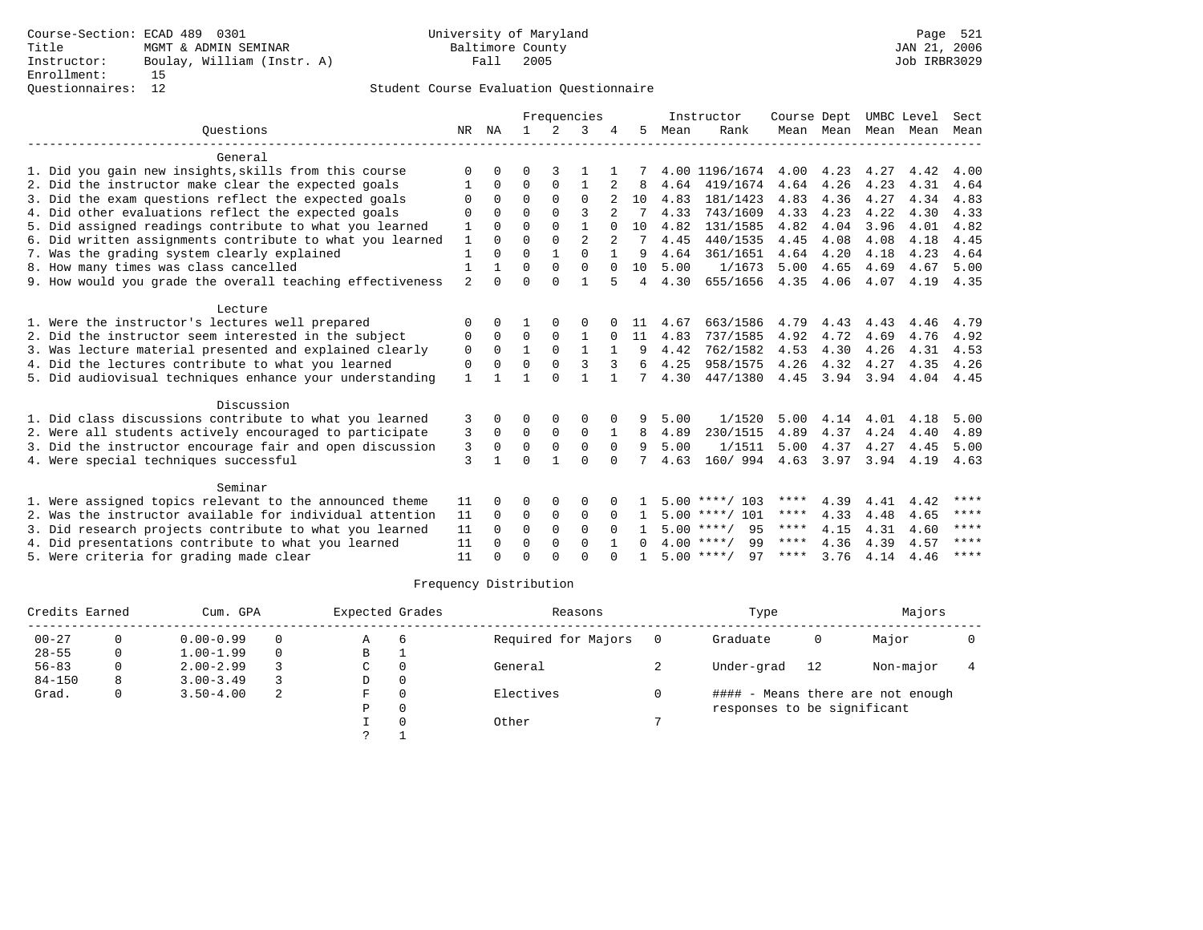Course-Section: ECAD 489 0301
Title: MGMT & ADMIN SEMINAR
Instructor: Boulay, William (Instr. A)
Enrollment: 15
Questionnaires: 12

University of Maryland
Baltimore County
Fall 2005

Page 521
JAN 21, 2006
Job IRBR3029

## Student Course Evaluation Questionnaire

| Questions | NR | NA | 1 | 2 | 3 | 4 | 5 | Instructor Mean | Instructor Rank | Course Mean | Dept Mean | UMBC Mean | Level Mean | Sect Mean |
|---|---|---|---|---|---|---|---|---|---|---|---|---|---|---|
| **General** | | | | | | | | | | | | | | |
| 1. Did you gain new insights,skills from this course | 0 | 0 | 0 | 3 | 1 | 1 | 7 | 4.00 | 1196/1674 | 4.00 | 4.23 | 4.27 | 4.42 | 4.00 |
| 2. Did the instructor make clear the expected goals | 1 | 0 | 0 | 0 | 1 | 2 | 8 | 4.64 | 419/1674 | 4.64 | 4.26 | 4.23 | 4.31 | 4.64 |
| 3. Did the exam questions reflect the expected goals | 0 | 0 | 0 | 0 | 0 | 2 | 10 | 4.83 | 181/1423 | 4.83 | 4.36 | 4.27 | 4.34 | 4.83 |
| 4. Did other evaluations reflect the expected goals | 0 | 0 | 0 | 0 | 3 | 2 | 7 | 4.33 | 743/1609 | 4.33 | 4.23 | 4.22 | 4.30 | 4.33 |
| 5. Did assigned readings contribute to what you learned | 1 | 0 | 0 | 0 | 1 | 0 | 10 | 4.82 | 131/1585 | 4.82 | 4.04 | 3.96 | 4.01 | 4.82 |
| 6. Did written assignments contribute to what you learned | 1 | 0 | 0 | 0 | 2 | 2 | 7 | 4.45 | 440/1535 | 4.45 | 4.08 | 4.08 | 4.18 | 4.45 |
| 7. Was the grading system clearly explained | 1 | 0 | 0 | 1 | 0 | 1 | 9 | 4.64 | 361/1651 | 4.64 | 4.20 | 4.18 | 4.23 | 4.64 |
| 8. How many times was class cancelled | 1 | 1 | 0 | 0 | 0 | 0 | 10 | 5.00 | 1/1673 | 5.00 | 4.65 | 4.69 | 4.67 | 5.00 |
| 9. How would you grade the overall teaching effectiveness | 2 | 0 | 0 | 0 | 1 | 5 | 4 | 4.30 | 655/1656 | 4.35 | 4.06 | 4.07 | 4.19 | 4.35 |
| **Lecture** | | | | | | | | | | | | | | |
| 1. Were the instructor's lectures well prepared | 0 | 0 | 1 | 0 | 0 | 0 | 11 | 4.67 | 663/1586 | 4.79 | 4.43 | 4.43 | 4.46 | 4.79 |
| 2. Did the instructor seem interested in the subject | 0 | 0 | 0 | 0 | 1 | 0 | 11 | 4.83 | 737/1585 | 4.92 | 4.72 | 4.69 | 4.76 | 4.92 |
| 3. Was lecture material presented and explained clearly | 0 | 0 | 1 | 0 | 1 | 1 | 9 | 4.42 | 762/1582 | 4.53 | 4.30 | 4.26 | 4.31 | 4.53 |
| 4. Did the lectures contribute to what you learned | 0 | 0 | 0 | 0 | 3 | 3 | 6 | 4.25 | 958/1575 | 4.26 | 4.32 | 4.27 | 4.35 | 4.26 |
| 5. Did audiovisual techniques enhance your understanding | 1 | 1 | 1 | 0 | 1 | 1 | 7 | 4.30 | 447/1380 | 4.45 | 3.94 | 3.94 | 4.04 | 4.45 |
| **Discussion** | | | | | | | | | | | | | | |
| 1. Did class discussions contribute to what you learned | 3 | 0 | 0 | 0 | 0 | 0 | 9 | 5.00 | 1/1520 | 5.00 | 4.14 | 4.01 | 4.18 | 5.00 |
| 2. Were all students actively encouraged to participate | 3 | 0 | 0 | 0 | 0 | 1 | 8 | 4.89 | 230/1515 | 4.89 | 4.37 | 4.24 | 4.40 | 4.89 |
| 3. Did the instructor encourage fair and open discussion | 3 | 0 | 0 | 0 | 0 | 0 | 9 | 5.00 | 1/1511 | 5.00 | 4.37 | 4.27 | 4.45 | 5.00 |
| 4. Were special techniques successful | 3 | 1 | 0 | 1 | 0 | 0 | 7 | 4.63 | 160/ 994 | 4.63 | 3.97 | 3.94 | 4.19 | 4.63 |
| **Seminar** | | | | | | | | | | | | | | |
| 1. Were assigned topics relevant to the announced theme | 11 | 0 | 0 | 0 | 0 | 0 | 1 | 5.00 | ****/ 103 | **** | 4.39 | 4.41 | 4.42 | **** |
| 2. Was the instructor available for individual attention | 11 | 0 | 0 | 0 | 0 | 0 | 1 | 5.00 | ****/ 101 | **** | 4.33 | 4.48 | 4.65 | **** |
| 3. Did research projects contribute to what you learned | 11 | 0 | 0 | 0 | 0 | 0 | 1 | 5.00 | ****/ 95 | **** | 4.15 | 4.31 | 4.60 | **** |
| 4. Did presentations contribute to what you learned | 11 | 0 | 0 | 0 | 0 | 1 | 0 | 4.00 | ****/ 99 | **** | 4.36 | 4.39 | 4.57 | **** |
| 5. Were criteria for grading made clear | 11 | 0 | 0 | 0 | 0 | 0 | 1 | 5.00 | ****/ 97 | **** | 3.76 | 4.14 | 4.46 | **** |

### Frequency Distribution

| Credits Earned | | Cum. GPA | | Expected Grades | | Reasons | | Type | | Majors | |
|---|---|---|---|---|---|---|---|---|---|---|---|
| 00-27 | 0 | 0.00-0.99 | 0 | A | 6 | Required for Majors | 0 | Graduate | 0 | Major | 0 |
| 28-55 | 0 | 1.00-1.99 | 0 | B | 1 | | | | | | |
| 56-83 | 0 | 2.00-2.99 | 3 | C | 0 | General | 2 | Under-grad | 12 | Non-major | 4 |
| 84-150 | 8 | 3.00-3.49 | 3 | D | 0 | | | | | | |
| Grad. | 0 | 3.50-4.00 | 2 | F | 0 | Electives | 0 | #### - Means there are not enough responses to be significant | | | |
| | | | | P | 0 | | | | | | |
| | | | | I | 0 | Other | 7 | | | | |
| | | | | ? | 1 | | | | | | |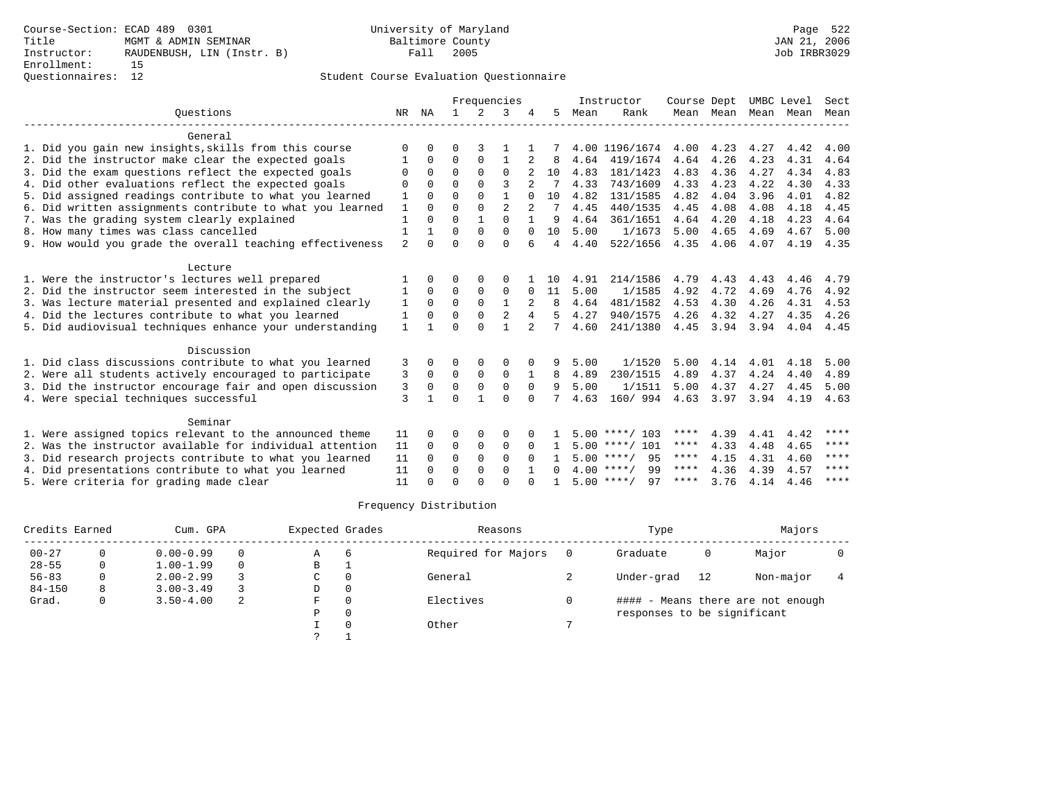Course-Section: ECAD 489 0301
Title: MGMT & ADMIN SEMINAR
Instructor: RAUDENBUSH, LIN (Instr. B)
Enrollment: 15
Questionnaires: 12

University of Maryland
Baltimore County
Fall 2005

Page 522
JAN 21, 2006
Job IRBR3029

Student Course Evaluation Questionnaire

| Questions | NR | NA | 1 | 2 | 3 | 4 | 5 | Instructor Mean | Instructor Rank | Course Mean | Dept Mean | UMBC Mean | Level Mean | Sect Mean |
|---|---|---|---|---|---|---|---|---|---|---|---|---|---|---|
| **General** | | | | | | | | | | | | | | |
| 1. Did you gain new insights,skills from this course | 0 | 0 | 0 | 3 | 1 | 1 | 7 | 4.00 | 1196/1674 | 4.00 | 4.23 | 4.27 | 4.42 | 4.00 |
| 2. Did the instructor make clear the expected goals | 1 | 0 | 0 | 0 | 1 | 2 | 8 | 4.64 | 419/1674 | 4.64 | 4.26 | 4.23 | 4.31 | 4.64 |
| 3. Did the exam questions reflect the expected goals | 0 | 0 | 0 | 0 | 0 | 2 | 10 | 4.83 | 181/1423 | 4.83 | 4.36 | 4.27 | 4.34 | 4.83 |
| 4. Did other evaluations reflect the expected goals | 0 | 0 | 0 | 0 | 3 | 2 | 7 | 4.33 | 743/1609 | 4.33 | 4.23 | 4.22 | 4.30 | 4.33 |
| 5. Did assigned readings contribute to what you learned | 1 | 0 | 0 | 0 | 1 | 0 | 10 | 4.82 | 131/1585 | 4.82 | 4.04 | 3.96 | 4.01 | 4.82 |
| 6. Did written assignments contribute to what you learned | 1 | 0 | 0 | 0 | 2 | 2 | 7 | 4.45 | 440/1535 | 4.45 | 4.08 | 4.08 | 4.18 | 4.45 |
| 7. Was the grading system clearly explained | 1 | 0 | 0 | 1 | 0 | 1 | 9 | 4.64 | 361/1651 | 4.64 | 4.20 | 4.18 | 4.23 | 4.64 |
| 8. How many times was class cancelled | 1 | 1 | 0 | 0 | 0 | 0 | 10 | 5.00 | 1/1673 | 5.00 | 4.65 | 4.69 | 4.67 | 5.00 |
| 9. How would you grade the overall teaching effectiveness | 2 | 0 | 0 | 0 | 0 | 6 | 4 | 4.40 | 522/1656 | 4.35 | 4.06 | 4.07 | 4.19 | 4.35 |
| **Lecture** | | | | | | | | | | | | | | |
| 1. Were the instructor's lectures well prepared | 1 | 0 | 0 | 0 | 0 | 1 | 10 | 4.91 | 214/1586 | 4.79 | 4.43 | 4.43 | 4.46 | 4.79 |
| 2. Did the instructor seem interested in the subject | 1 | 0 | 0 | 0 | 0 | 0 | 11 | 5.00 | 1/1585 | 4.92 | 4.72 | 4.69 | 4.76 | 4.92 |
| 3. Was lecture material presented and explained clearly | 1 | 0 | 0 | 0 | 1 | 2 | 8 | 4.64 | 481/1582 | 4.53 | 4.30 | 4.26 | 4.31 | 4.53 |
| 4. Did the lectures contribute to what you learned | 1 | 0 | 0 | 0 | 2 | 4 | 5 | 4.27 | 940/1575 | 4.26 | 4.32 | 4.27 | 4.35 | 4.26 |
| 5. Did audiovisual techniques enhance your understanding | 1 | 1 | 0 | 0 | 1 | 2 | 7 | 4.60 | 241/1380 | 4.45 | 3.94 | 3.94 | 4.04 | 4.45 |
| **Discussion** | | | | | | | | | | | | | | |
| 1. Did class discussions contribute to what you learned | 3 | 0 | 0 | 0 | 0 | 0 | 9 | 5.00 | 1/1520 | 5.00 | 4.14 | 4.01 | 4.18 | 5.00 |
| 2. Were all students actively encouraged to participate | 3 | 0 | 0 | 0 | 0 | 1 | 8 | 4.89 | 230/1515 | 4.89 | 4.37 | 4.24 | 4.40 | 4.89 |
| 3. Did the instructor encourage fair and open discussion | 3 | 0 | 0 | 0 | 0 | 0 | 9 | 5.00 | 1/1511 | 5.00 | 4.37 | 4.27 | 4.45 | 5.00 |
| 4. Were special techniques successful | 3 | 1 | 0 | 1 | 0 | 0 | 7 | 4.63 | 160/ 994 | 4.63 | 3.97 | 3.94 | 4.19 | 4.63 |
| **Seminar** | | | | | | | | | | | | | | |
| 1. Were assigned topics relevant to the announced theme | 11 | 0 | 0 | 0 | 0 | 0 | 1 | 5.00 | ****/ 103 | **** | 4.39 | 4.41 | 4.42 | **** |
| 2. Was the instructor available for individual attention | 11 | 0 | 0 | 0 | 0 | 0 | 1 | 5.00 | ****/ 101 | **** | 4.33 | 4.48 | 4.65 | **** |
| 3. Did research projects contribute to what you learned | 11 | 0 | 0 | 0 | 0 | 0 | 1 | 5.00 | ****/ 95 | **** | 4.15 | 4.31 | 4.60 | **** |
| 4. Did presentations contribute to what you learned | 11 | 0 | 0 | 0 | 0 | 1 | 0 | 4.00 | ****/ 99 | **** | 4.36 | 4.39 | 4.57 | **** |
| 5. Were criteria for grading made clear | 11 | 0 | 0 | 0 | 0 | 0 | 1 | 5.00 | ****/ 97 | **** | 3.76 | 4.14 | 4.46 | **** |

Frequency Distribution

| Credits Earned | | Cum. GPA | | Expected Grades | | Reasons | | Type | | Majors | |
|---|---|---|---|---|---|---|---|---|---|---|---|
| 00-27 | 0 | 0.00-0.99 | 0 | A | 6 | Required for Majors | 0 | Graduate | 0 | Major | 0 |
| 28-55 | 0 | 1.00-1.99 | 0 | B | 1 | | | | | | |
| 56-83 | 0 | 2.00-2.99 | 3 | C | 0 | General | 2 | Under-grad | 12 | Non-major | 4 |
| 84-150 | 8 | 3.00-3.49 | 3 | D | 0 | | | | | | |
| Grad. | 0 | 3.50-4.00 | 2 | F | 0 | Electives | 0 | #### - Means there are not enough responses to be significant | | | |
| | | | | P | 0 | | | | | | |
| | | | | I | 0 | Other | 7 | | | | |
| | | | | ? | 1 | | | | | | |